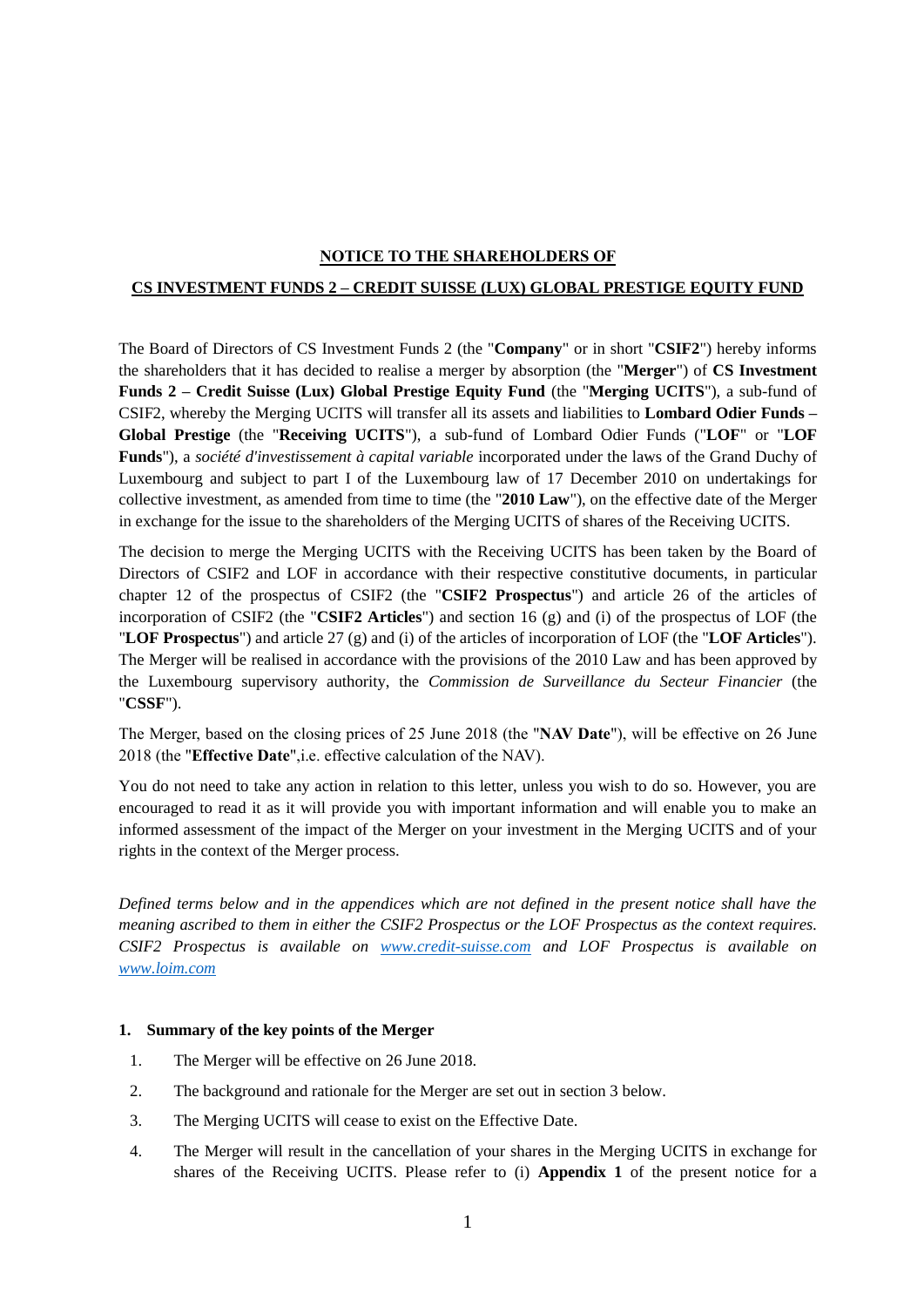**NOTICE TO THE SHAREHOLDERS OF**

**CS INVESTMENT FUNDS 2 – CREDIT SUISSE (LUX) GLOBAL PRESTIGE EQUITY FUND**

The Board of Directors of CS Investment Funds 2 (the "**Company**" or in short "**CSIF2**") hereby informs the shareholders that it has decided to realise a merger by absorption (the "**Merger**") of **CS Investment Funds 2 – Credit Suisse (Lux) Global Prestige Equity Fund** (the "**Merging UCITS**"), a sub-fund of CSIF2, whereby the Merging UCITS will transfer all its assets and liabilities to **Lombard Odier Funds – Global Prestige** (the "**Receiving UCITS**"), a sub-fund of Lombard Odier Funds ("**LOF**" or "**LOF Funds**"), a *société d'investissement à capital variable* incorporated under the laws of the Grand Duchy of Luxembourg and subject to part I of the Luxembourg law of 17 December 2010 on undertakings for collective investment, as amended from time to time (the "**2010 Law**"), on the effective date of the Merger in exchange for the issue to the shareholders of the Merging UCITS of shares of the Receiving UCITS.

The decision to merge the Merging UCITS with the Receiving UCITS has been taken by the Board of Directors of CSIF2 and LOF in accordance with their respective constitutive documents, in particular chapter 12 of the prospectus of CSIF2 (the "**CSIF2 Prospectus**") and article 26 of the articles of incorporation of CSIF2 (the "**CSIF2 Articles**") and section 16 (g) and (i) of the prospectus of LOF (the "**LOF Prospectus**") and article 27 (g) and (i) of the articles of incorporation of LOF (the "**LOF Articles**"). The Merger will be realised in accordance with the provisions of the 2010 Law and has been approved by the Luxembourg supervisory authority, the *Commission de Surveillance du Secteur Financier* (the "**CSSF**").

The Merger, based on the closing prices of 25 June 2018 (the "**NAV Date**"), will be effective on 26 June 2018 (the "**Effective Date**",i.e. effective calculation of the NAV).

You do not need to take any action in relation to this letter, unless you wish to do so. However, you are encouraged to read it as it will provide you with important information and will enable you to make an informed assessment of the impact of the Merger on your investment in the Merging UCITS and of your rights in the context of the Merger process.

*Defined terms below and in the appendices which are not defined in the present notice shall have the meaning ascribed to them in either the CSIF2 Prospectus or the LOF Prospectus as the context requires. CSIF2 Prospectus is available on [www.credit-suisse.com](www.credit-suisse.com) and LOF Prospectus is available on [www.loim.com](www.loim.com)*

**1. Summary of the key points of the Merger**

1. The Merger will be effective on 26 June 2018.
2. The background and rationale for the Merger are set out in section 3 below.
3. The Merging UCITS will cease to exist on the Effective Date.
4. The Merger will result in the cancellation of your shares in the Merging UCITS in exchange for shares of the Receiving UCITS. Please refer to (i) **Appendix 1** of the present notice for a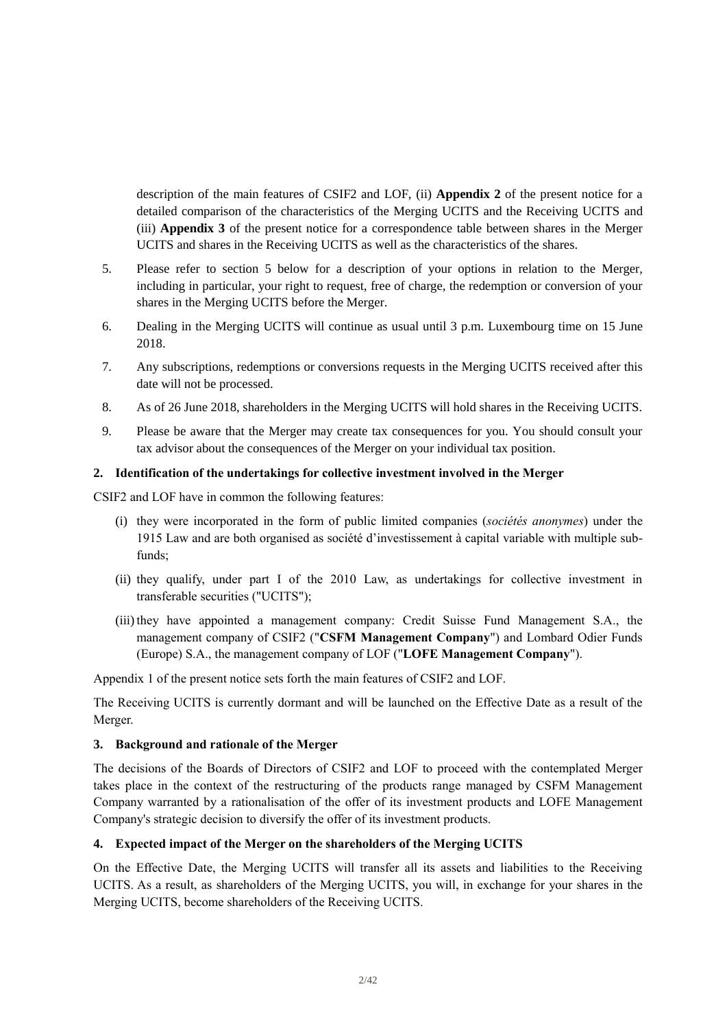description of the main features of CSIF2 and LOF, (ii) **Appendix 2** of the present notice for a detailed comparison of the characteristics of the Merging UCITS and the Receiving UCITS and (iii) **Appendix 3** of the present notice for a correspondence table between shares in the Merger UCITS and shares in the Receiving UCITS as well as the characteristics of the shares.

5. Please refer to section 5 below for a description of your options in relation to the Merger, including in particular, your right to request, free of charge, the redemption or conversion of your shares in the Merging UCITS before the Merger.
6. Dealing in the Merging UCITS will continue as usual until 3 p.m. Luxembourg time on 15 June 2018.
7. Any subscriptions, redemptions or conversions requests in the Merging UCITS received after this date will not be processed.
8. As of 26 June 2018, shareholders in the Merging UCITS will hold shares in the Receiving UCITS.
9. Please be aware that the Merger may create tax consequences for you. You should consult your tax advisor about the consequences of the Merger on your individual tax position.

## 2. Identification of the undertakings for collective investment involved in the Merger

CSIF2 and LOF have in common the following features:

(i) they were incorporated in the form of public limited companies (*sociétés anonymes*) under the 1915 Law and are both organised as société d'investissement à capital variable with multiple sub-funds;

(ii) they qualify, under part I of the 2010 Law, as undertakings for collective investment in transferable securities ("UCITS");

(iii) they have appointed a management company: Credit Suisse Fund Management S.A., the management company of CSIF2 ("**CSFM Management Company**") and Lombard Odier Funds (Europe) S.A., the management company of LOF ("**LOFE Management Company**").

Appendix 1 of the present notice sets forth the main features of CSIF2 and LOF.

The Receiving UCITS is currently dormant and will be launched on the Effective Date as a result of the Merger.

## 3. Background and rationale of the Merger

The decisions of the Boards of Directors of CSIF2 and LOF to proceed with the contemplated Merger takes place in the context of the restructuring of the products range managed by CSFM Management Company warranted by a rationalisation of the offer of its investment products and LOFE Management Company's strategic decision to diversify the offer of its investment products.

## 4. Expected impact of the Merger on the shareholders of the Merging UCITS

On the Effective Date, the Merging UCITS will transfer all its assets and liabilities to the Receiving UCITS. As a result, as shareholders of the Merging UCITS, you will, in exchange for your shares in the Merging UCITS, become shareholders of the Receiving UCITS.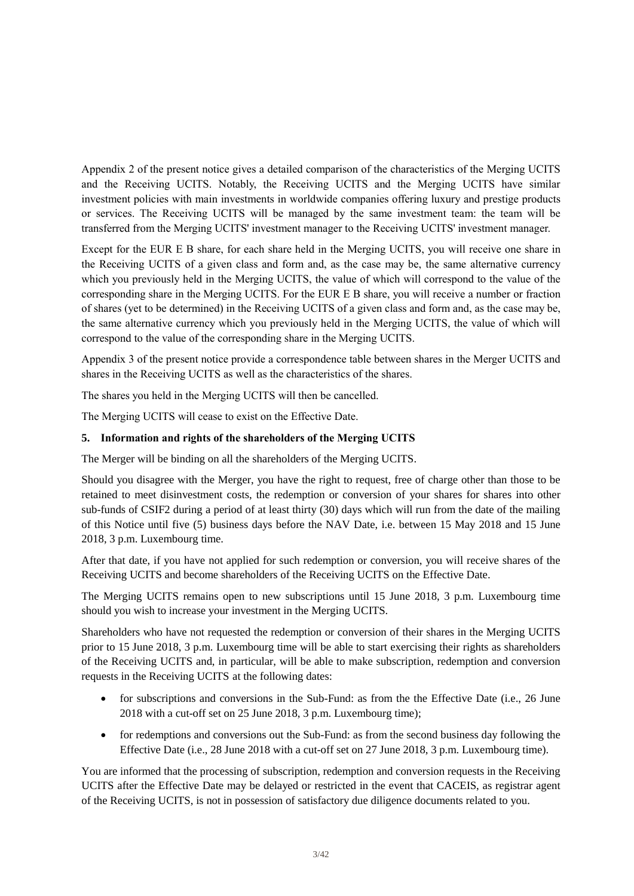Appendix 2 of the present notice gives a detailed comparison of the characteristics of the Merging UCITS and the Receiving UCITS. Notably, the Receiving UCITS and the Merging UCITS have similar investment policies with main investments in worldwide companies offering luxury and prestige products or services. The Receiving UCITS will be managed by the same investment team: the team will be transferred from the Merging UCITS' investment manager to the Receiving UCITS' investment manager.

Except for the EUR E B share, for each share held in the Merging UCITS, you will receive one share in the Receiving UCITS of a given class and form and, as the case may be, the same alternative currency which you previously held in the Merging UCITS, the value of which will correspond to the value of the corresponding share in the Merging UCITS. For the EUR E B share, you will receive a number or fraction of shares (yet to be determined) in the Receiving UCITS of a given class and form and, as the case may be, the same alternative currency which you previously held in the Merging UCITS, the value of which will correspond to the value of the corresponding share in the Merging UCITS.

Appendix 3 of the present notice provide a correspondence table between shares in the Merger UCITS and shares in the Receiving UCITS as well as the characteristics of the shares.

The shares you held in the Merging UCITS will then be cancelled.

The Merging UCITS will cease to exist on the Effective Date.

**5. Information and rights of the shareholders of the Merging UCITS**

The Merger will be binding on all the shareholders of the Merging UCITS.

Should you disagree with the Merger, you have the right to request, free of charge other than those to be retained to meet disinvestment costs, the redemption or conversion of your shares for shares into other sub-funds of CSIF2 during a period of at least thirty (30) days which will run from the date of the mailing of this Notice until five (5) business days before the NAV Date, i.e. between 15 May 2018 and 15 June 2018, 3 p.m. Luxembourg time.

After that date, if you have not applied for such redemption or conversion, you will receive shares of the Receiving UCITS and become shareholders of the Receiving UCITS on the Effective Date.

The Merging UCITS remains open to new subscriptions until 15 June 2018, 3 p.m. Luxembourg time should you wish to increase your investment in the Merging UCITS.

Shareholders who have not requested the redemption or conversion of their shares in the Merging UCITS prior to 15 June 2018, 3 p.m. Luxembourg time will be able to start exercising their rights as shareholders of the Receiving UCITS and, in particular, will be able to make subscription, redemption and conversion requests in the Receiving UCITS at the following dates:

- for subscriptions and conversions in the Sub-Fund: as from the the Effective Date (i.e., 26 June 2018 with a cut-off set on 25 June 2018, 3 p.m. Luxembourg time);
- for redemptions and conversions out the Sub-Fund: as from the second business day following the Effective Date (i.e., 28 June 2018 with a cut-off set on 27 June 2018, 3 p.m. Luxembourg time).

You are informed that the processing of subscription, redemption and conversion requests in the Receiving UCITS after the Effective Date may be delayed or restricted in the event that CACEIS, as registrar agent of the Receiving UCITS, is not in possession of satisfactory due diligence documents related to you.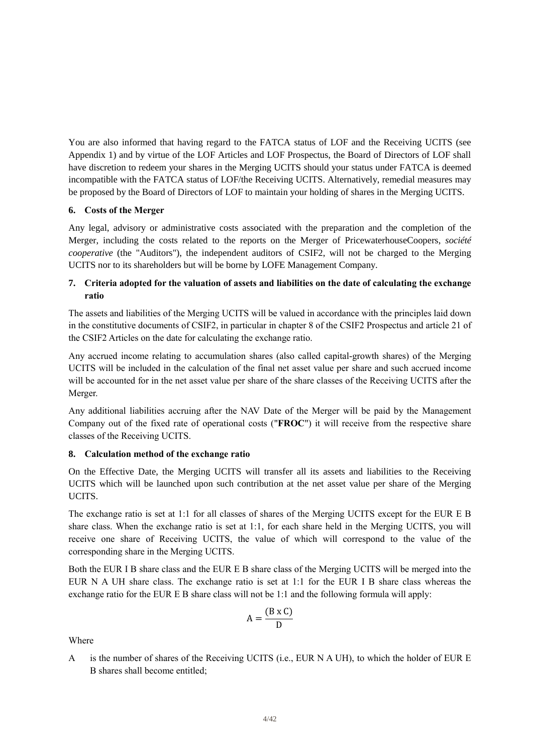You are also informed that having regard to the FATCA status of LOF and the Receiving UCITS (see Appendix 1) and by virtue of the LOF Articles and LOF Prospectus, the Board of Directors of LOF shall have discretion to redeem your shares in the Merging UCITS should your status under FATCA is deemed incompatible with the FATCA status of LOF/the Receiving UCITS. Alternatively, remedial measures may be proposed by the Board of Directors of LOF to maintain your holding of shares in the Merging UCITS.

**6. Costs of the Merger**

Any legal, advisory or administrative costs associated with the preparation and the completion of the Merger, including the costs related to the reports on the Merger of PricewaterhouseCoopers, *société cooperative* (the "Auditors"), the independent auditors of CSIF2, will not be charged to the Merging UCITS nor to its shareholders but will be borne by LOFE Management Company.

**7. Criteria adopted for the valuation of assets and liabilities on the date of calculating the exchange ratio**

The assets and liabilities of the Merging UCITS will be valued in accordance with the principles laid down in the constitutive documents of CSIF2, in particular in chapter 8 of the CSIF2 Prospectus and article 21 of the CSIF2 Articles on the date for calculating the exchange ratio.

Any accrued income relating to accumulation shares (also called capital-growth shares) of the Merging UCITS will be included in the calculation of the final net asset value per share and such accrued income will be accounted for in the net asset value per share of the share classes of the Receiving UCITS after the Merger.

Any additional liabilities accruing after the NAV Date of the Merger will be paid by the Management Company out of the fixed rate of operational costs ("**FROC**") it will receive from the respective share classes of the Receiving UCITS.

**8. Calculation method of the exchange ratio**

On the Effective Date, the Merging UCITS will transfer all its assets and liabilities to the Receiving UCITS which will be launched upon such contribution at the net asset value per share of the Merging UCITS.

The exchange ratio is set at 1:1 for all classes of shares of the Merging UCITS except for the EUR E B share class. When the exchange ratio is set at 1:1, for each share held in the Merging UCITS, you will receive one share of Receiving UCITS, the value of which will correspond to the value of the corresponding share in the Merging UCITS.

Both the EUR I B share class and the EUR E B share class of the Merging UCITS will be merged into the EUR N A UH share class. The exchange ratio is set at 1:1 for the EUR I B share class whereas the exchange ratio for the EUR E B share class will not be 1:1 and the following formula will apply:

$$A = \frac{(B \text{ x } C)}{D}$$

Where

A is the number of shares of the Receiving UCITS (i.e., EUR N A UH), to which the holder of EUR E B shares shall become entitled;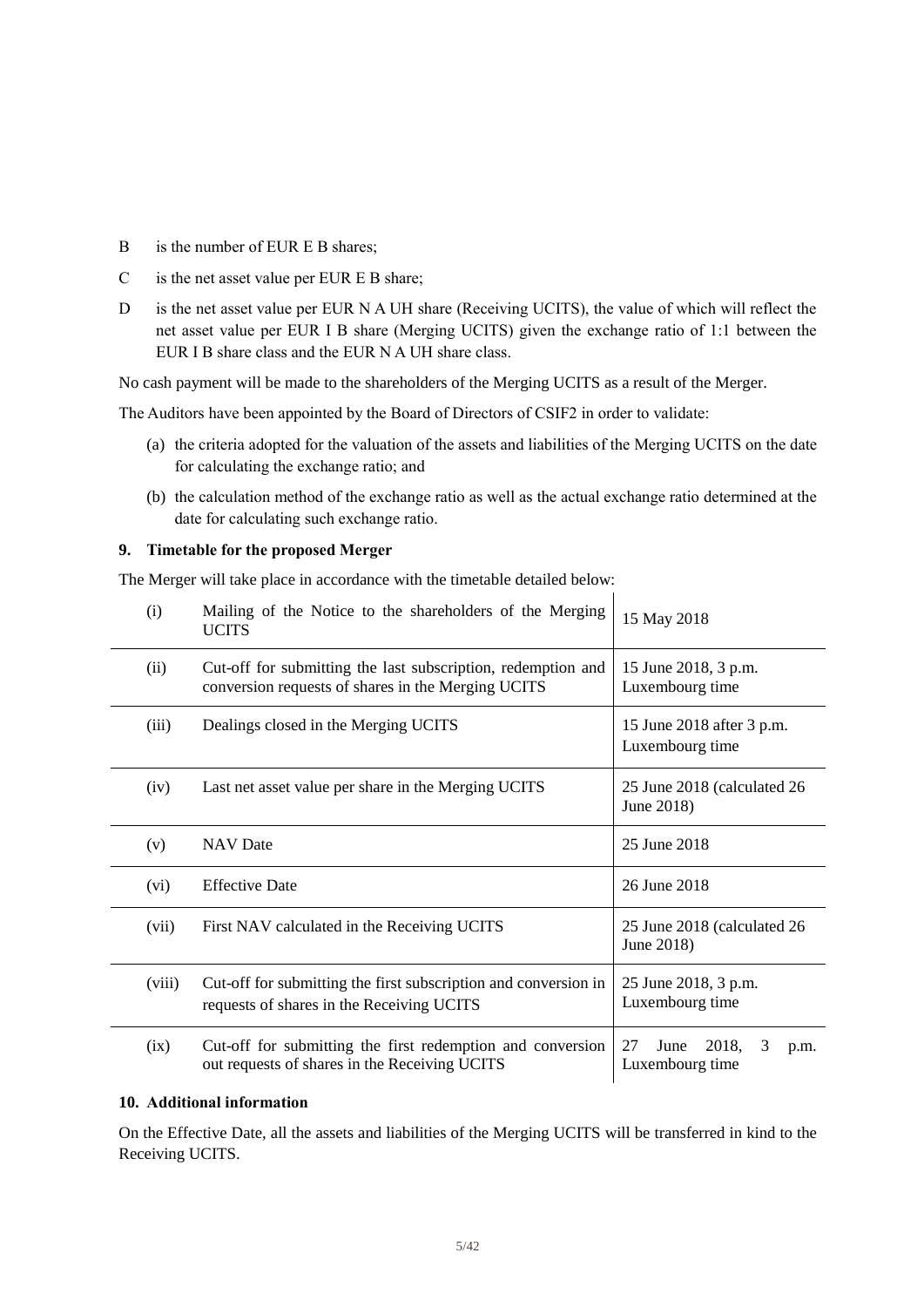B is the number of EUR E B shares;

C is the net asset value per EUR E B share;

D is the net asset value per EUR N A UH share (Receiving UCITS), the value of which will reflect the net asset value per EUR I B share (Merging UCITS) given the exchange ratio of 1:1 between the EUR I B share class and the EUR N A UH share class.

No cash payment will be made to the shareholders of the Merging UCITS as a result of the Merger.

The Auditors have been appointed by the Board of Directors of CSIF2 in order to validate:

(a) the criteria adopted for the valuation of the assets and liabilities of the Merging UCITS on the date for calculating the exchange ratio; and

(b) the calculation method of the exchange ratio as well as the actual exchange ratio determined at the date for calculating such exchange ratio.

## 9. Timetable for the proposed Merger

The Merger will take place in accordance with the timetable detailed below:

| | | |
|---|---|---|
| (i) | Mailing of the Notice to the shareholders of the Merging UCITS | 15 May 2018 |
| (ii) | Cut-off for submitting the last subscription, redemption and conversion requests of shares in the Merging UCITS | 15 June 2018, 3 p.m. Luxembourg time |
| (iii) | Dealings closed in the Merging UCITS | 15 June 2018 after 3 p.m. Luxembourg time |
| (iv) | Last net asset value per share in the Merging UCITS | 25 June 2018 (calculated 26 June 2018) |
| (v) | NAV Date | 25 June 2018 |
| (vi) | Effective Date | 26 June 2018 |
| (vii) | First NAV calculated in the Receiving UCITS | 25 June 2018 (calculated 26 June 2018) |
| (viii) | Cut-off for submitting the first subscription and conversion in requests of shares in the Receiving UCITS | 25 June 2018, 3 p.m. Luxembourg time |
| (ix) | Cut-off for submitting the first redemption and conversion out requests of shares in the Receiving UCITS | 27 June 2018, 3 p.m. Luxembourg time |

## 10. Additional information

On the Effective Date, all the assets and liabilities of the Merging UCITS will be transferred in kind to the Receiving UCITS.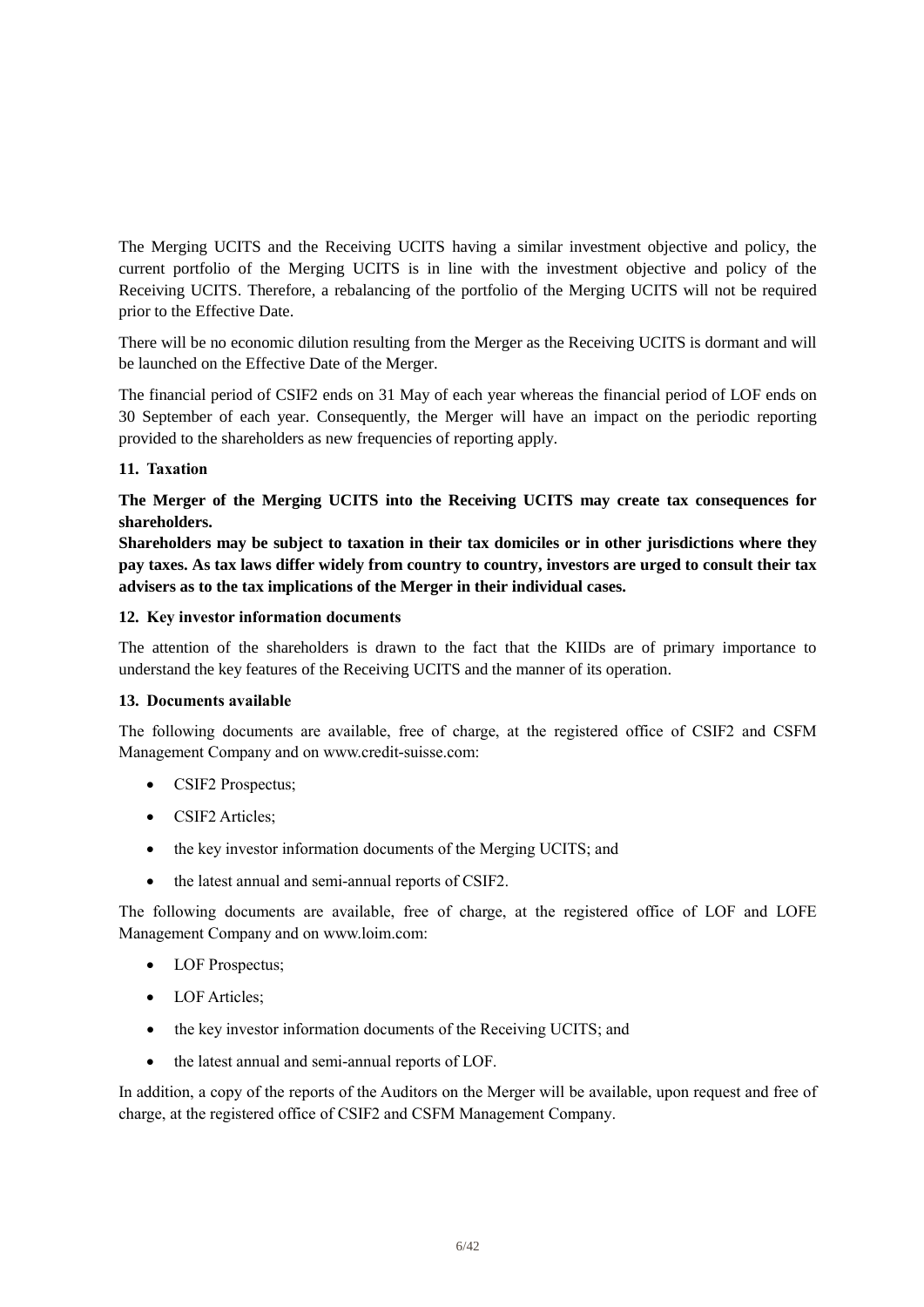The Merging UCITS and the Receiving UCITS having a similar investment objective and policy, the current portfolio of the Merging UCITS is in line with the investment objective and policy of the Receiving UCITS. Therefore, a rebalancing of the portfolio of the Merging UCITS will not be required prior to the Effective Date.

There will be no economic dilution resulting from the Merger as the Receiving UCITS is dormant and will be launched on the Effective Date of the Merger.

The financial period of CSIF2 ends on 31 May of each year whereas the financial period of LOF ends on 30 September of each year. Consequently, the Merger will have an impact on the periodic reporting provided to the shareholders as new frequencies of reporting apply.

**11. Taxation**

**The Merger of the Merging UCITS into the Receiving UCITS may create tax consequences for shareholders.**

**Shareholders may be subject to taxation in their tax domiciles or in other jurisdictions where they pay taxes. As tax laws differ widely from country to country, investors are urged to consult their tax advisers as to the tax implications of the Merger in their individual cases.**

**12. Key investor information documents**

The attention of the shareholders is drawn to the fact that the KIIDs are of primary importance to understand the key features of the Receiving UCITS and the manner of its operation.

**13. Documents available**

The following documents are available, free of charge, at the registered office of CSIF2 and CSFM Management Company and on www.credit-suisse.com:

- CSIF2 Prospectus;
- CSIF2 Articles;
- the key investor information documents of the Merging UCITS; and
- the latest annual and semi-annual reports of CSIF2.

The following documents are available, free of charge, at the registered office of LOF and LOFE Management Company and on www.loim.com:

- LOF Prospectus;
- LOF Articles;
- the key investor information documents of the Receiving UCITS; and
- the latest annual and semi-annual reports of LOF.

In addition, a copy of the reports of the Auditors on the Merger will be available, upon request and free of charge, at the registered office of CSIF2 and CSFM Management Company.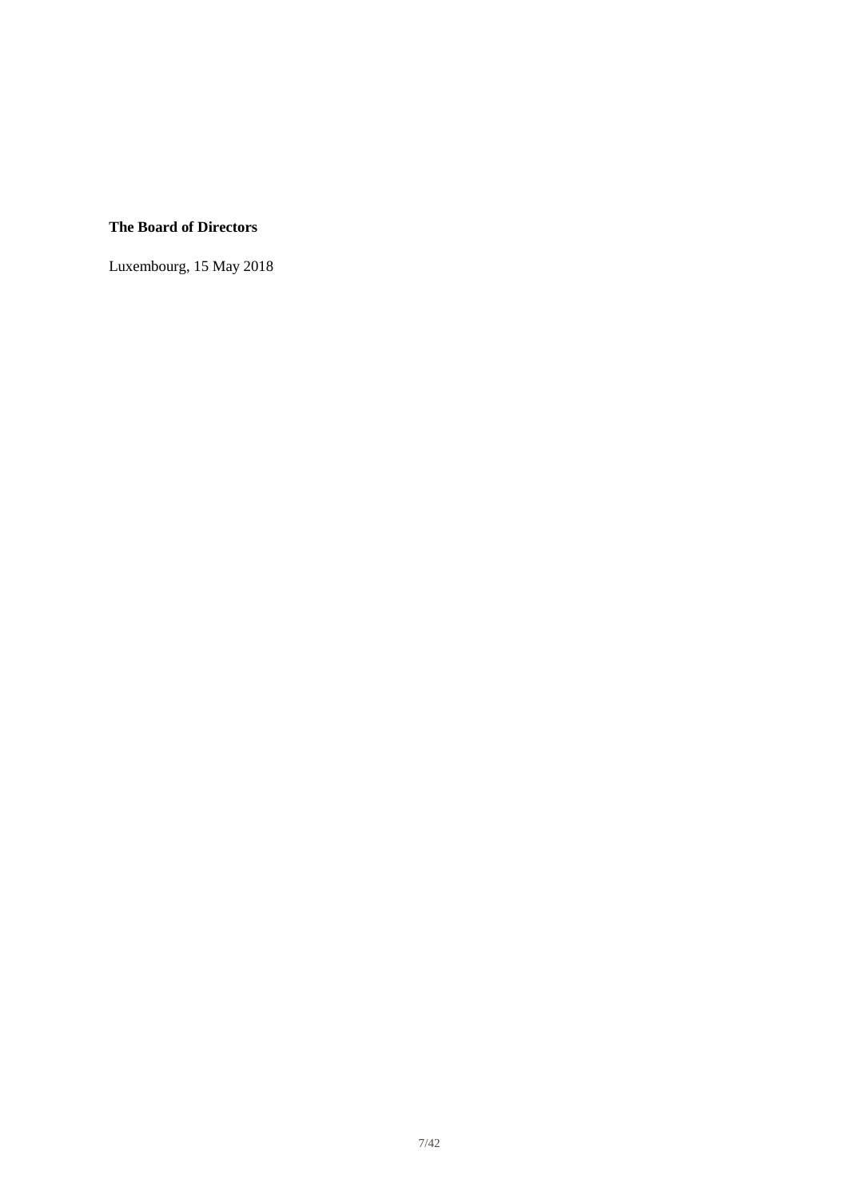**The Board of Directors**

Luxembourg, 15 May 2018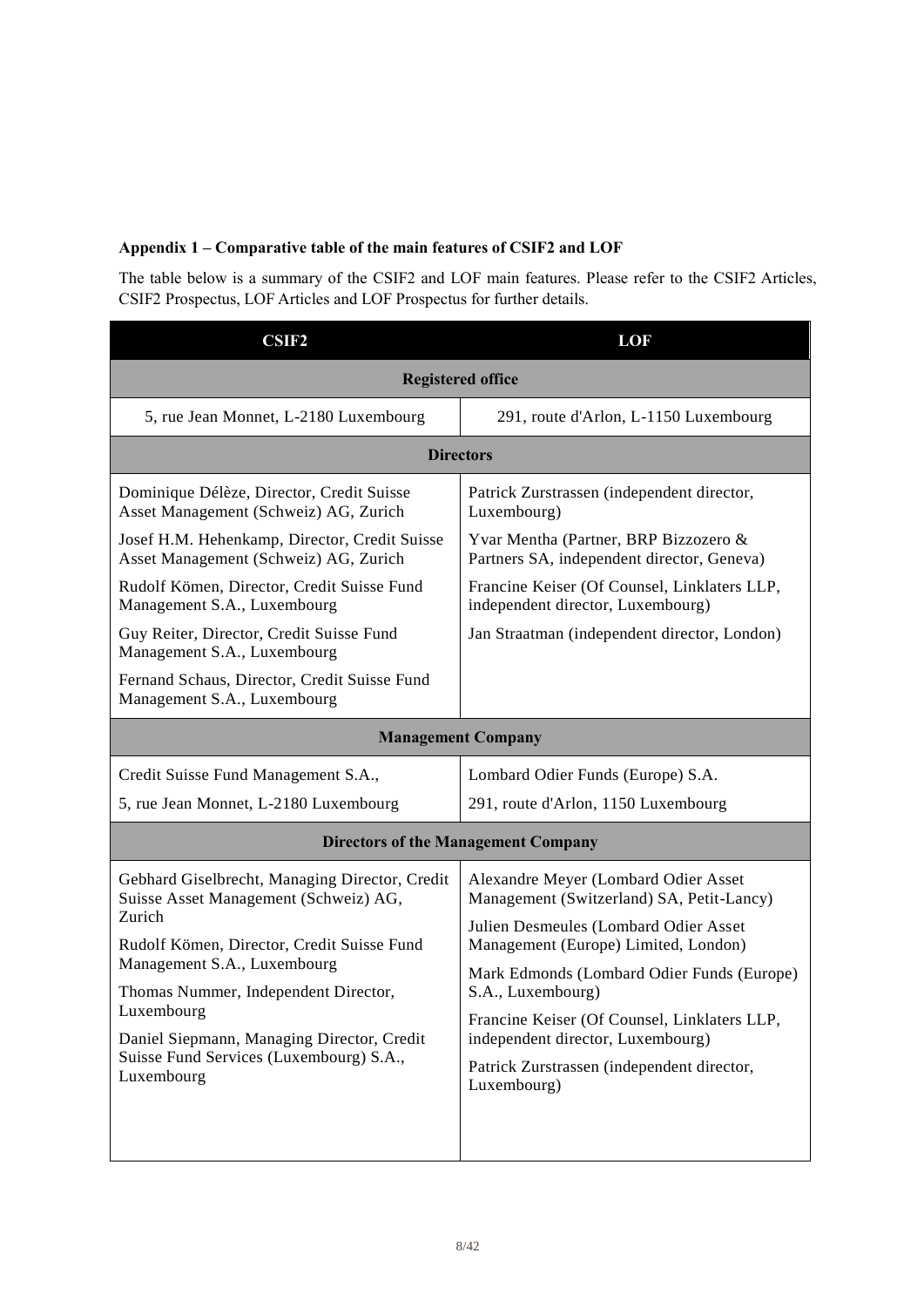**Appendix 1 – Comparative table of the main features of CSIF2 and LOF**

The table below is a summary of the CSIF2 and LOF main features. Please refer to the CSIF2 Articles, CSIF2 Prospectus, LOF Articles and LOF Prospectus for further details.

| CSIF2 | LOF |
|---|---|
| **Registered office** | |
| 5, rue Jean Monnet, L-2180 Luxembourg | 291, route d'Arlon, L-1150 Luxembourg |
| **Directors** | |
| Dominique Délèze, Director, Credit Suisse Asset Management (Schweiz) AG, Zurich<br>Josef H.M. Hehenkamp, Director, Credit Suisse Asset Management (Schweiz) AG, Zurich<br>Rudolf Kömen, Director, Credit Suisse Fund Management S.A., Luxembourg<br>Guy Reiter, Director, Credit Suisse Fund Management S.A., Luxembourg<br>Fernand Schaus, Director, Credit Suisse Fund Management S.A., Luxembourg | Patrick Zurstrassen (independent director, Luxembourg)<br>Yvar Mentha (Partner, BRP Bizzozero & Partners SA, independent director, Geneva)<br>Francine Keiser (Of Counsel, Linklaters LLP, independent director, Luxembourg)<br>Jan Straatman (independent director, London) |
| **Management Company** | |
| Credit Suisse Fund Management S.A.,<br>5, rue Jean Monnet, L-2180 Luxembourg | Lombard Odier Funds (Europe) S.A.<br>291, route d'Arlon, 1150 Luxembourg |
| **Directors of the Management Company** | |
| Gebhard Giselbrecht, Managing Director, Credit Suisse Asset Management (Schweiz) AG, Zurich<br>Rudolf Kömen, Director, Credit Suisse Fund Management S.A., Luxembourg<br>Thomas Nummer, Independent Director, Luxembourg<br>Daniel Siepmann, Managing Director, Credit Suisse Fund Services (Luxembourg) S.A., Luxembourg | Alexandre Meyer (Lombard Odier Asset Management (Switzerland) SA, Petit-Lancy)<br>Julien Desmeules (Lombard Odier Asset Management (Europe) Limited, London)<br>Mark Edmonds (Lombard Odier Funds (Europe) S.A., Luxembourg)<br>Francine Keiser (Of Counsel, Linklaters LLP, independent director, Luxembourg)<br>Patrick Zurstrassen (independent director, Luxembourg) |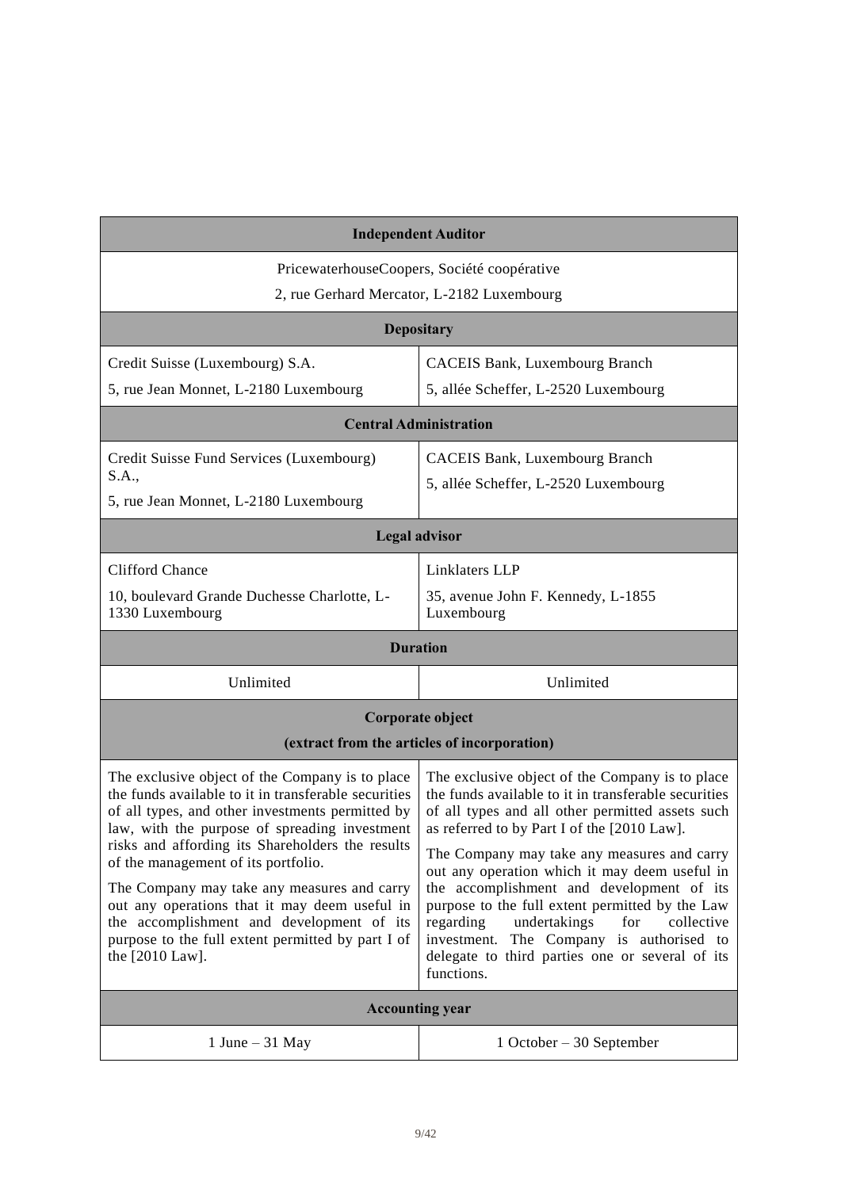| Independent Auditor | |
|---|---|
| PricewaterhouseCoopers, Société coopérative<br>2, rue Gerhard Mercator, L-2182 Luxembourg | |
| **Depositary** | |
| Credit Suisse (Luxembourg) S.A.<br>5, rue Jean Monnet, L-2180 Luxembourg | CACEIS Bank, Luxembourg Branch<br>5, allée Scheffer, L-2520 Luxembourg |
| **Central Administration** | |
| Credit Suisse Fund Services (Luxembourg) S.A.,<br>5, rue Jean Monnet, L-2180 Luxembourg | CACEIS Bank, Luxembourg Branch<br>5, allée Scheffer, L-2520 Luxembourg |
| **Legal advisor** | |
| Clifford Chance<br>10, boulevard Grande Duchesse Charlotte, L-1330 Luxembourg | Linklaters LLP<br>35, avenue John F. Kennedy, L-1855 Luxembourg |
| **Duration** | |
| Unlimited | Unlimited |
| **Corporate object (extract from the articles of incorporation)** | |
| The exclusive object of the Company is to place the funds available to it in transferable securities of all types, and other investments permitted by law, with the purpose of spreading investment risks and affording its Shareholders the results of the management of its portfolio.<br><br>The Company may take any measures and carry out any operations that it may deem useful in the accomplishment and development of its purpose to the full extent permitted by part I of the [2010 Law]. | The exclusive object of the Company is to place the funds available to it in transferable securities of all types and all other permitted assets such as referred to by Part I of the [2010 Law].<br><br>The Company may take any measures and carry out any operation which it may deem useful in the accomplishment and development of its purpose to the full extent permitted by the Law regarding undertakings for collective investment. The Company is authorised to delegate to third parties one or several of its functions. |
| **Accounting year** | |
| 1 June – 31 May | 1 October – 30 September |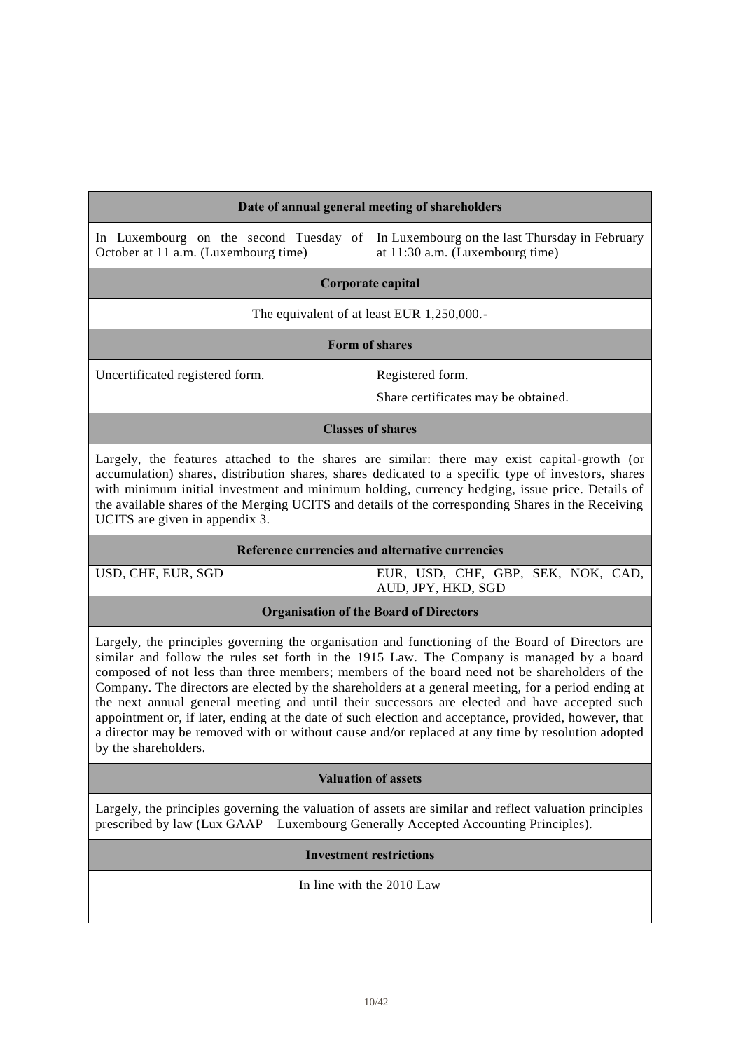| Date of annual general meeting of shareholders | |
|---|---|
| In Luxembourg on the second Tuesday of October at 11 a.m. (Luxembourg time) | In Luxembourg on the last Thursday in February at 11:30 a.m. (Luxembourg time) |
| **Corporate capital** | |
| The equivalent of at least EUR 1,250,000.- | |
| **Form of shares** | |
| Uncertificated registered form. | Registered form.<br>Share certificates may be obtained. |
| **Classes of shares** | |
| Largely, the features attached to the shares are similar: there may exist capital-growth (or accumulation) shares, distribution shares, shares dedicated to a specific type of investors, shares with minimum initial investment and minimum holding, currency hedging, issue price. Details of the available shares of the Merging UCITS and details of the corresponding Shares in the Receiving UCITS are given in appendix 3. | |
| **Reference currencies and alternative currencies** | |
| USD, CHF, EUR, SGD | EUR, USD, CHF, GBP, SEK, NOK, CAD, AUD, JPY, HKD, SGD |
| **Organisation of the Board of Directors** | |
| Largely, the principles governing the organisation and functioning of the Board of Directors are similar and follow the rules set forth in the 1915 Law. The Company is managed by a board composed of not less than three members; members of the board need not be shareholders of the Company. The directors are elected by the shareholders at a general meeting, for a period ending at the next annual general meeting and until their successors are elected and have accepted such appointment or, if later, ending at the date of such election and acceptance, provided, however, that a director may be removed with or without cause and/or replaced at any time by resolution adopted by the shareholders. | |
| **Valuation of assets** | |
| Largely, the principles governing the valuation of assets are similar and reflect valuation principles prescribed by law (Lux GAAP – Luxembourg Generally Accepted Accounting Principles). | |
| **Investment restrictions** | |
| In line with the 2010 Law | |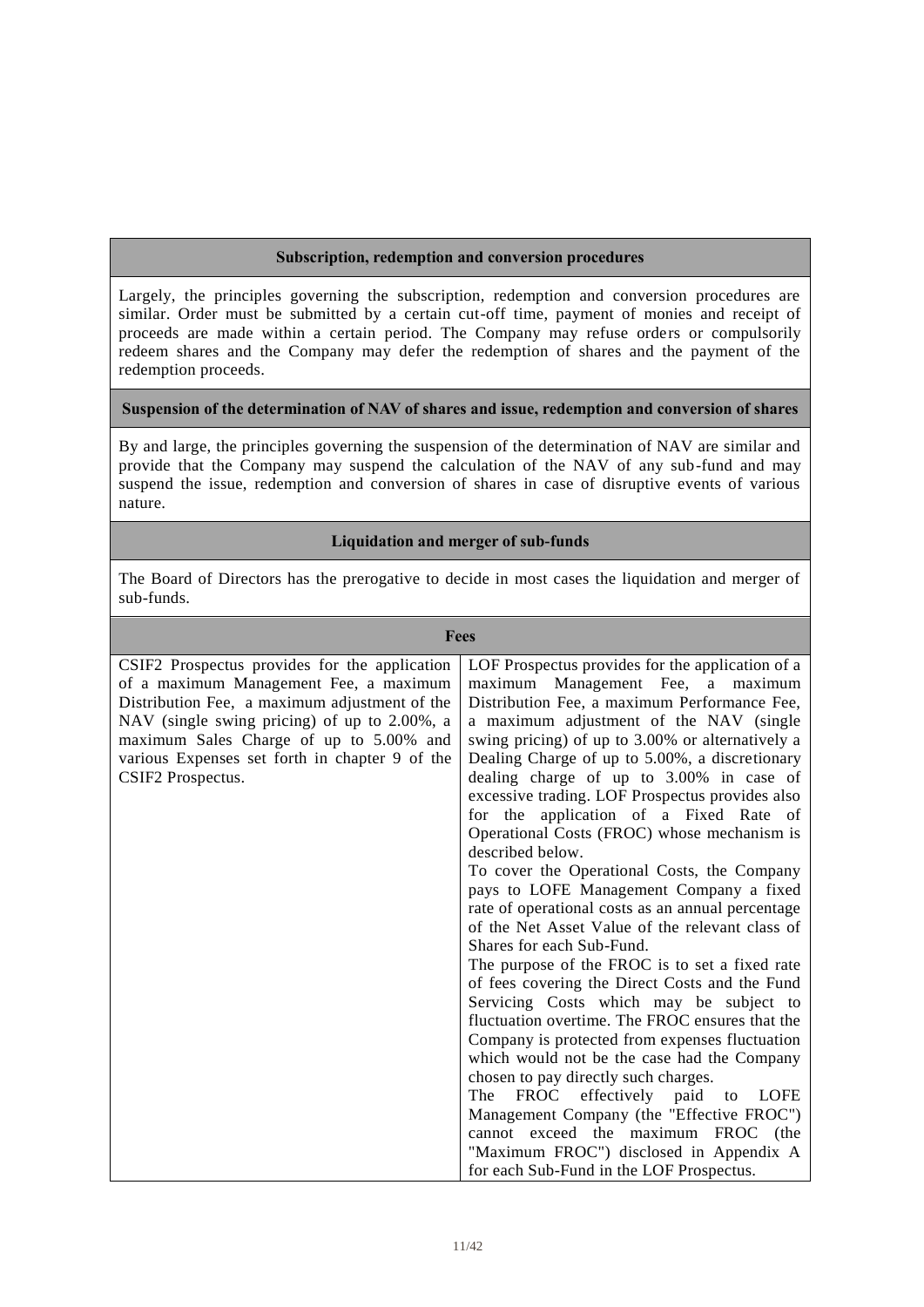| Subscription, redemption and conversion procedures |
| --- |
| Largely, the principles governing the subscription, redemption and conversion procedures are similar. Order must be submitted by a certain cut-off time, payment of monies and receipt of proceeds are made within a certain period. The Company may refuse orders or compulsorily redeem shares and the Company may defer the redemption of shares and the payment of the redemption proceeds. |

| Suspension of the determination of NAV of shares and issue, redemption and conversion of shares |
| --- |
| By and large, the principles governing the suspension of the determination of NAV are similar and provide that the Company may suspend the calculation of the NAV of any sub-fund and may suspend the issue, redemption and conversion of shares in case of disruptive events of various nature. |

| Liquidation and merger of sub-funds |
| --- |
| The Board of Directors has the prerogative to decide in most cases the liquidation and merger of sub-funds. |

| Fees | |
| --- | --- |
| CSIF2 Prospectus provides for the application of a maximum Management Fee, a maximum Distribution Fee, a maximum adjustment of the NAV (single swing pricing) of up to 2.00%, a maximum Sales Charge of up to 5.00% and various Expenses set forth in chapter 9 of the CSIF2 Prospectus. | LOF Prospectus provides for the application of a maximum Management Fee, a maximum Distribution Fee, a maximum Performance Fee, a maximum adjustment of the NAV (single swing pricing) of up to 3.00% or alternatively a Dealing Charge of up to 5.00%, a discretionary dealing charge of up to 3.00% in case of excessive trading. LOF Prospectus provides also for the application of a Fixed Rate of Operational Costs (FROC) whose mechanism is described below.<br>To cover the Operational Costs, the Company pays to LOFE Management Company a fixed rate of operational costs as an annual percentage of the Net Asset Value of the relevant class of Shares for each Sub-Fund.<br>The purpose of the FROC is to set a fixed rate of fees covering the Direct Costs and the Fund Servicing Costs which may be subject to fluctuation overtime. The FROC ensures that the Company is protected from expenses fluctuation which would not be the case had the Company chosen to pay directly such charges.<br>The FROC effectively paid to LOFE Management Company (the "Effective FROC") cannot exceed the maximum FROC (the "Maximum FROC") disclosed in Appendix A for each Sub-Fund in the LOF Prospectus. |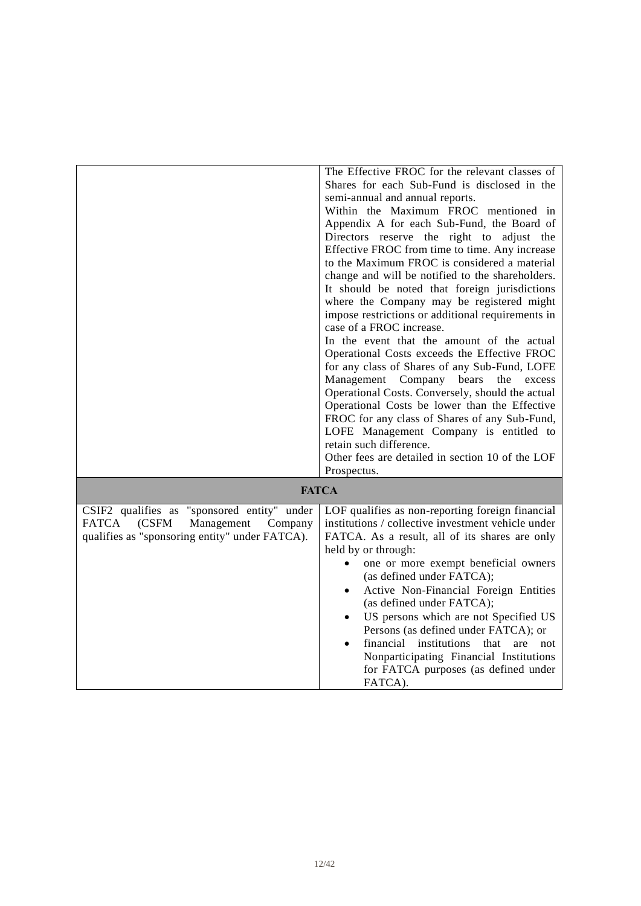| | |
|---|---|
| | The Effective FROC for the relevant classes of Shares for each Sub-Fund is disclosed in the semi-annual and annual reports.<br>Within the Maximum FROC mentioned in Appendix A for each Sub-Fund, the Board of Directors reserve the right to adjust the Effective FROC from time to time. Any increase to the Maximum FROC is considered a material change and will be notified to the shareholders. It should be noted that foreign jurisdictions where the Company may be registered might impose restrictions or additional requirements in case of a FROC increase.<br>In the event that the amount of the actual Operational Costs exceeds the Effective FROC for any class of Shares of any Sub-Fund, LOFE Management Company bears the excess Operational Costs. Conversely, should the actual Operational Costs be lower than the Effective FROC for any class of Shares of any Sub-Fund, LOFE Management Company is entitled to retain such difference.<br>Other fees are detailed in section 10 of the LOF Prospectus. |
| **FATCA** | |
| CSIF2 qualifies as "sponsored entity" under FATCA (CSFM Management Company qualifies as "sponsoring entity" under FATCA). | LOF qualifies as non-reporting foreign financial institutions / collective investment vehicle under FATCA. As a result, all of its shares are only held by or through:<br>• one or more exempt beneficial owners (as defined under FATCA);<br>• Active Non-Financial Foreign Entities (as defined under FATCA);<br>• US persons which are not Specified US Persons (as defined under FATCA); or<br>• financial institutions that are not Nonparticipating Financial Institutions for FATCA purposes (as defined under FATCA). |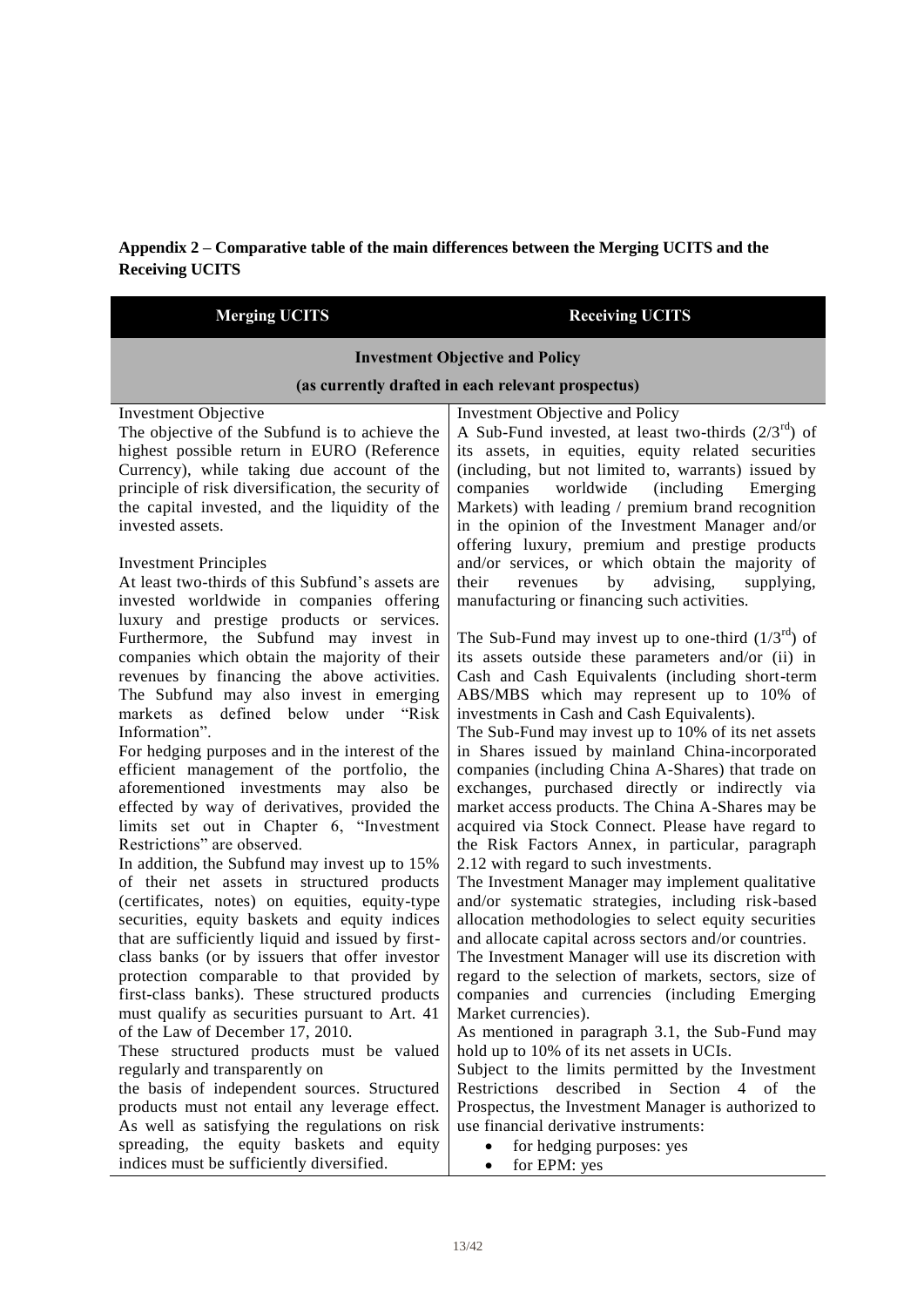**Appendix 2 – Comparative table of the main differences between the Merging UCITS and the Receiving UCITS**

| Merging UCITS | Receiving UCITS |
|---|---|
| **Investment Objective and Policy (as currently drafted in each relevant prospectus)** | |
| Investment Objective<br>The objective of the Subfund is to achieve the highest possible return in EURO (Reference Currency), while taking due account of the principle of risk diversification, the security of the capital invested, and the liquidity of the invested assets.<br><br>Investment Principles<br>At least two-thirds of this Subfund's assets are invested worldwide in companies offering luxury and prestige products or services. Furthermore, the Subfund may invest in companies which obtain the majority of their revenues by financing the above activities. The Subfund may also invest in emerging markets as defined below under "Risk Information".<br>For hedging purposes and in the interest of the efficient management of the portfolio, the aforementioned investments may also be effected by way of derivatives, provided the limits set out in Chapter 6, "Investment Restrictions" are observed.<br>In addition, the Subfund may invest up to 15% of their net assets in structured products (certificates, notes) on equities, equity-type securities, equity baskets and equity indices that are sufficiently liquid and issued by first-class banks (or by issuers that offer investor protection comparable to that provided by first-class banks). These structured products must qualify as securities pursuant to Art. 41 of the Law of December 17, 2010.<br>These structured products must be valued regularly and transparently on the basis of independent sources. Structured products must not entail any leverage effect. As well as satisfying the regulations on risk spreading, the equity baskets and equity indices must be sufficiently diversified. | Investment Objective and Policy<br>A Sub-Fund invested, at least two-thirds (2/3rd) of its assets, in equities, equity related securities (including, but not limited to, warrants) issued by companies worldwide (including Emerging Markets) with leading / premium brand recognition in the opinion of the Investment Manager and/or offering luxury, premium and prestige products and/or services, or which obtain the majority of their revenues by advising, supplying, manufacturing or financing such activities.<br><br>The Sub-Fund may invest up to one-third (1/3rd) of its assets outside these parameters and/or (ii) in Cash and Cash Equivalents (including short-term ABS/MBS which may represent up to 10% of investments in Cash and Cash Equivalents).<br>The Sub-Fund may invest up to 10% of its net assets in Shares issued by mainland China-incorporated companies (including China A-Shares) that trade on exchanges, purchased directly or indirectly via market access products. The China A-Shares may be acquired via Stock Connect. Please have regard to the Risk Factors Annex, in particular, paragraph 2.12 with regard to such investments.<br>The Investment Manager may implement qualitative and/or systematic strategies, including risk-based allocation methodologies to select equity securities and allocate capital across sectors and/or countries.<br>The Investment Manager will use its discretion with regard to the selection of markets, sectors, size of companies and currencies (including Emerging Market currencies).<br>As mentioned in paragraph 3.1, the Sub-Fund may hold up to 10% of its net assets in UCIs.<br>Subject to the limits permitted by the Investment Restrictions described in Section 4 of the Prospectus, the Investment Manager is authorized to use financial derivative instruments:<br>• for hedging purposes: yes<br>• for EPM: yes |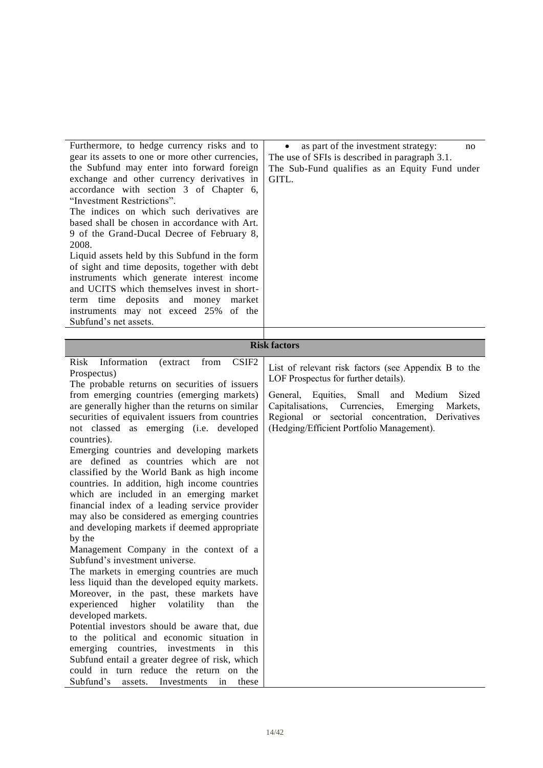| | |
|---|---|
| Furthermore, to hedge currency risks and to gear its assets to one or more other currencies, the Subfund may enter into forward foreign exchange and other currency derivatives in accordance with section 3 of Chapter 6, "Investment Restrictions".<br>The indices on which such derivatives are based shall be chosen in accordance with Art. 9 of the Grand-Ducal Decree of February 8, 2008.<br>Liquid assets held by this Subfund in the form of sight and time deposits, together with debt instruments which generate interest income and UCITS which themselves invest in short-term time deposits and money market instruments may not exceed 25% of the Subfund's net assets. | • as part of the investment strategy: no<br>The use of SFIs is described in paragraph 3.1.<br>The Sub-Fund qualifies as an Equity Fund under GITL. |

| **Risk factors** | |
|---|---|
| Risk Information (extract from CSIF2 Prospectus)<br>The probable returns on securities of issuers from emerging countries (emerging markets) are generally higher than the returns on similar securities of equivalent issuers from countries not classed as emerging (i.e. developed countries).<br>Emerging countries and developing markets are defined as countries which are not classified by the World Bank as high income countries. In addition, high income countries which are included in an emerging market financial index of a leading service provider may also be considered as emerging countries and developing markets if deemed appropriate by the<br>Management Company in the context of a Subfund's investment universe.<br>The markets in emerging countries are much less liquid than the developed equity markets. Moreover, in the past, these markets have experienced higher volatility than the developed markets.<br>Potential investors should be aware that, due to the political and economic situation in emerging countries, investments in this Subfund entail a greater degree of risk, which could in turn reduce the return on the Subfund's assets. Investments in these | List of relevant risk factors (see Appendix B to the LOF Prospectus for further details).<br><br>General, Equities, Small and Medium Sized Capitalisations, Currencies, Emerging Markets, Regional or sectorial concentration, Derivatives (Hedging/Efficient Portfolio Management). |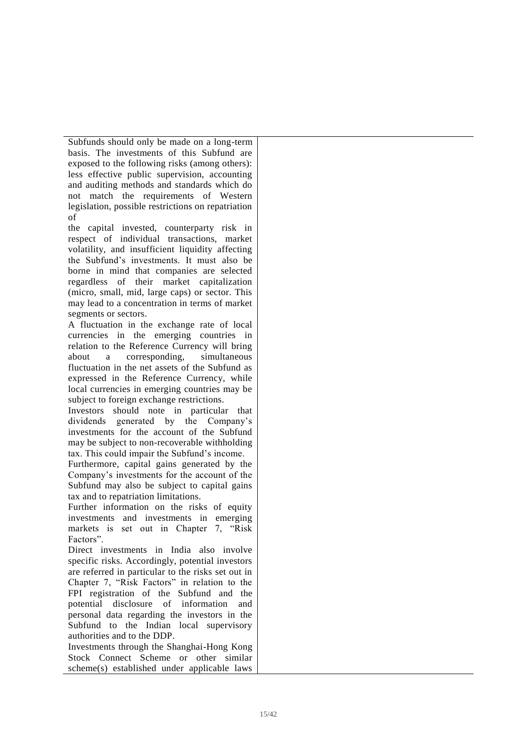Subfunds should only be made on a long-term basis. The investments of this Subfund are exposed to the following risks (among others): less effective public supervision, accounting and auditing methods and standards which do not match the requirements of Western legislation, possible restrictions on repatriation of the capital invested, counterparty risk in respect of individual transactions, market volatility, and insufficient liquidity affecting the Subfund's investments. It must also be borne in mind that companies are selected regardless of their market capitalization (micro, small, mid, large caps) or sector. This may lead to a concentration in terms of market segments or sectors.

A fluctuation in the exchange rate of local currencies in the emerging countries in relation to the Reference Currency will bring about a corresponding, simultaneous fluctuation in the net assets of the Subfund as expressed in the Reference Currency, while local currencies in emerging countries may be subject to foreign exchange restrictions.

Investors should note in particular that dividends generated by the Company's investments for the account of the Subfund may be subject to non-recoverable withholding tax. This could impair the Subfund's income.

Furthermore, capital gains generated by the Company's investments for the account of the Subfund may also be subject to capital gains tax and to repatriation limitations.

Further information on the risks of equity investments and investments in emerging markets is set out in Chapter 7, "Risk Factors".

Direct investments in India also involve specific risks. Accordingly, potential investors are referred in particular to the risks set out in Chapter 7, "Risk Factors" in relation to the FPI registration of the Subfund and the potential disclosure of information and personal data regarding the investors in the Subfund to the Indian local supervisory authorities and to the DDP.

Investments through the Shanghai-Hong Kong Stock Connect Scheme or other similar scheme(s) established under applicable laws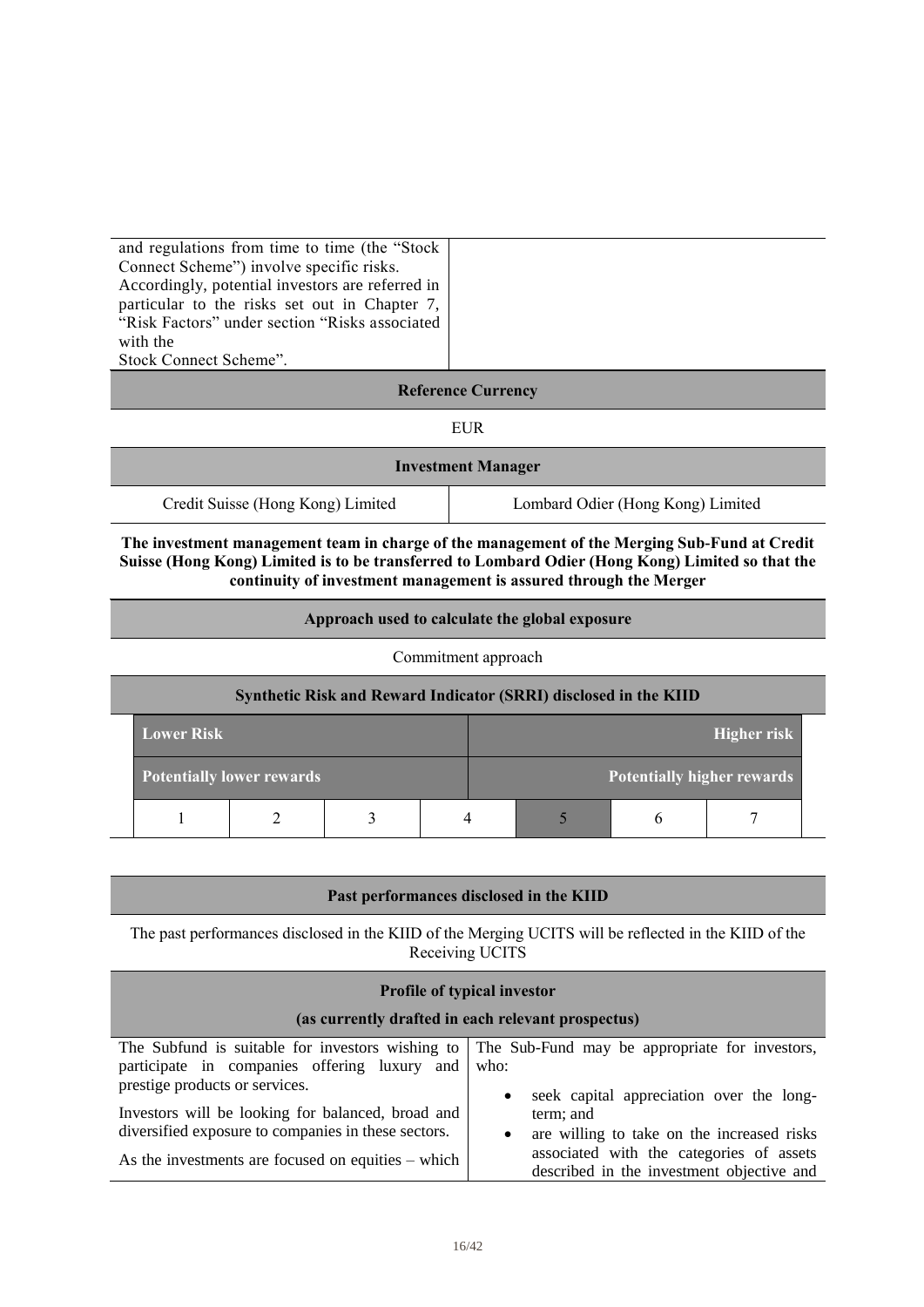| | |
|---|---|
| and regulations from time to time (the "Stock Connect Scheme") involve specific risks. Accordingly, potential investors are referred in particular to the risks set out in Chapter 7, "Risk Factors" under section "Risks associated with the Stock Connect Scheme". | |

**Reference Currency**

EUR

**Investment Manager**

| | |
|---|---|
| Credit Suisse (Hong Kong) Limited | Lombard Odier (Hong Kong) Limited |

**The investment management team in charge of the management of the Merging Sub-Fund at Credit Suisse (Hong Kong) Limited is to be transferred to Lombard Odier (Hong Kong) Limited so that the continuity of investment management is assured through the Merger**

**Approach used to calculate the global exposure**

Commitment approach

**Synthetic Risk and Reward Indicator (SRRI) disclosed in the KIID**

| Lower Risk | | | | | | Higher risk |
|---|---|---|---|---|---|---|
| Potentially lower rewards | | | | | | Potentially higher rewards |
| 1 | 2 | 3 | 4 | **5** | 6 | 7 |

**Past performances disclosed in the KIID**

The past performances disclosed in the KIID of the Merging UCITS will be reflected in the KIID of the Receiving UCITS

**Profile of typical investor**

**(as currently drafted in each relevant prospectus)**

| | |
|---|---|
| The Subfund is suitable for investors wishing to participate in companies offering luxury and prestige products or services.<br><br>Investors will be looking for balanced, broad and diversified exposure to companies in these sectors.<br><br>As the investments are focused on equities – which | The Sub-Fund may be appropriate for investors, who:<br>• seek capital appreciation over the long-term; and<br>• are willing to take on the increased risks associated with the categories of assets described in the investment objective and |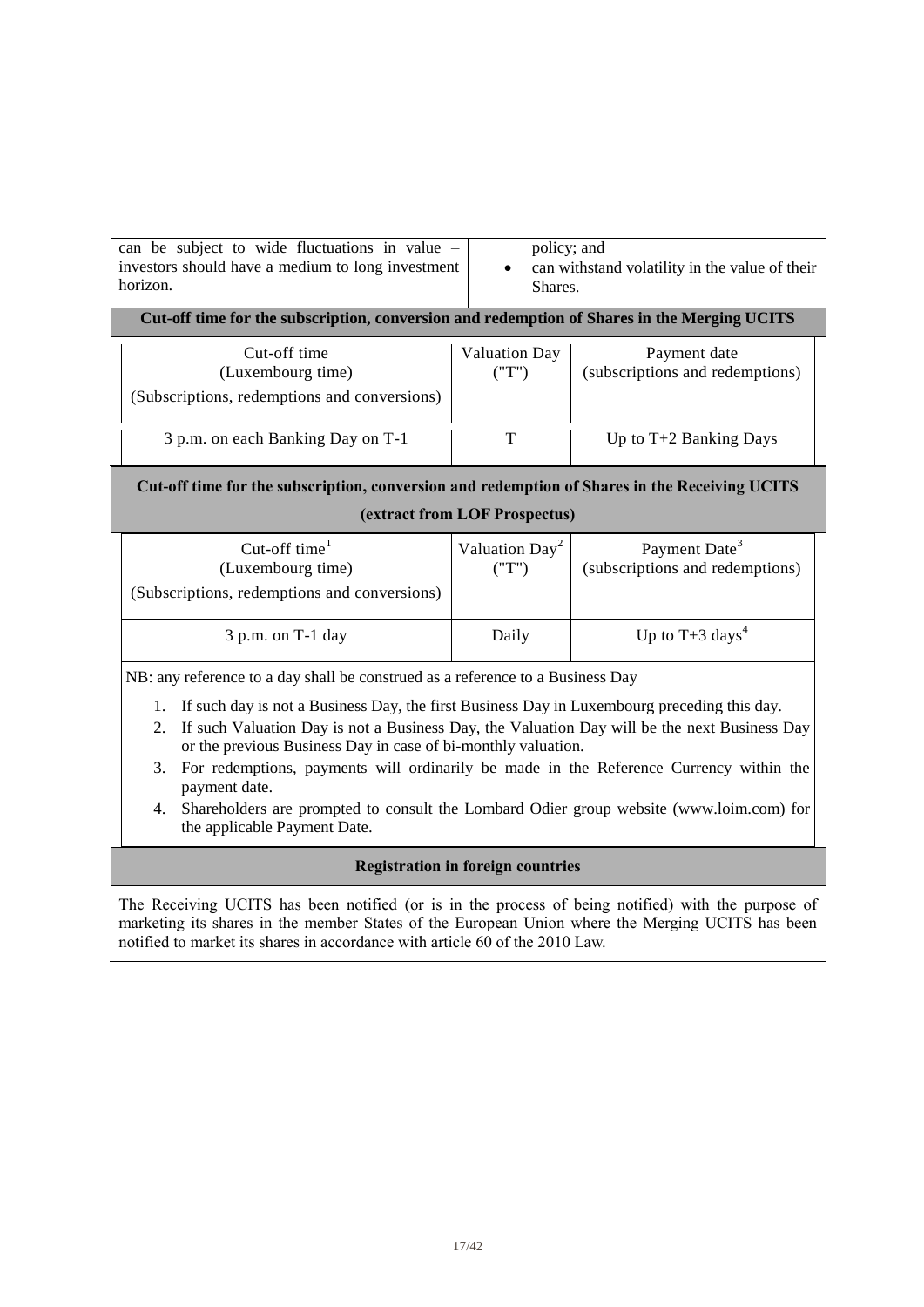| | |
|---|---|
| can be subject to wide fluctuations in value – investors should have a medium to long investment horizon. | policy; and<br>• can withstand volatility in the value of their Shares. |

**Cut-off time for the subscription, conversion and redemption of Shares in the Merging UCITS**

| Cut-off time (Luxembourg time) (Subscriptions, redemptions and conversions) | Valuation Day ("T") | Payment date (subscriptions and redemptions) |
|---|---|---|
| 3 p.m. on each Banking Day on T-1 | T | Up to T+2 Banking Days |

**Cut-off time for the subscription, conversion and redemption of Shares in the Receiving UCITS (extract from LOF Prospectus)**

| Cut-off time[1] (Luxembourg time) (Subscriptions, redemptions and conversions) | Valuation Day[2] ("T") | Payment Date[3] (subscriptions and redemptions) |
|---|---|---|
| 3 p.m. on T-1 day | Daily | Up to T+3 days[4] |

NB: any reference to a day shall be construed as a reference to a Business Day

1. If such day is not a Business Day, the first Business Day in Luxembourg preceding this day.
2. If such Valuation Day is not a Business Day, the Valuation Day will be the next Business Day or the previous Business Day in case of bi-monthly valuation.
3. For redemptions, payments will ordinarily be made in the Reference Currency within the payment date.
4. Shareholders are prompted to consult the Lombard Odier group website (www.loim.com) for the applicable Payment Date.

**Registration in foreign countries**

The Receiving UCITS has been notified (or is in the process of being notified) with the purpose of marketing its shares in the member States of the European Union where the Merging UCITS has been notified to market its shares in accordance with article 60 of the 2010 Law.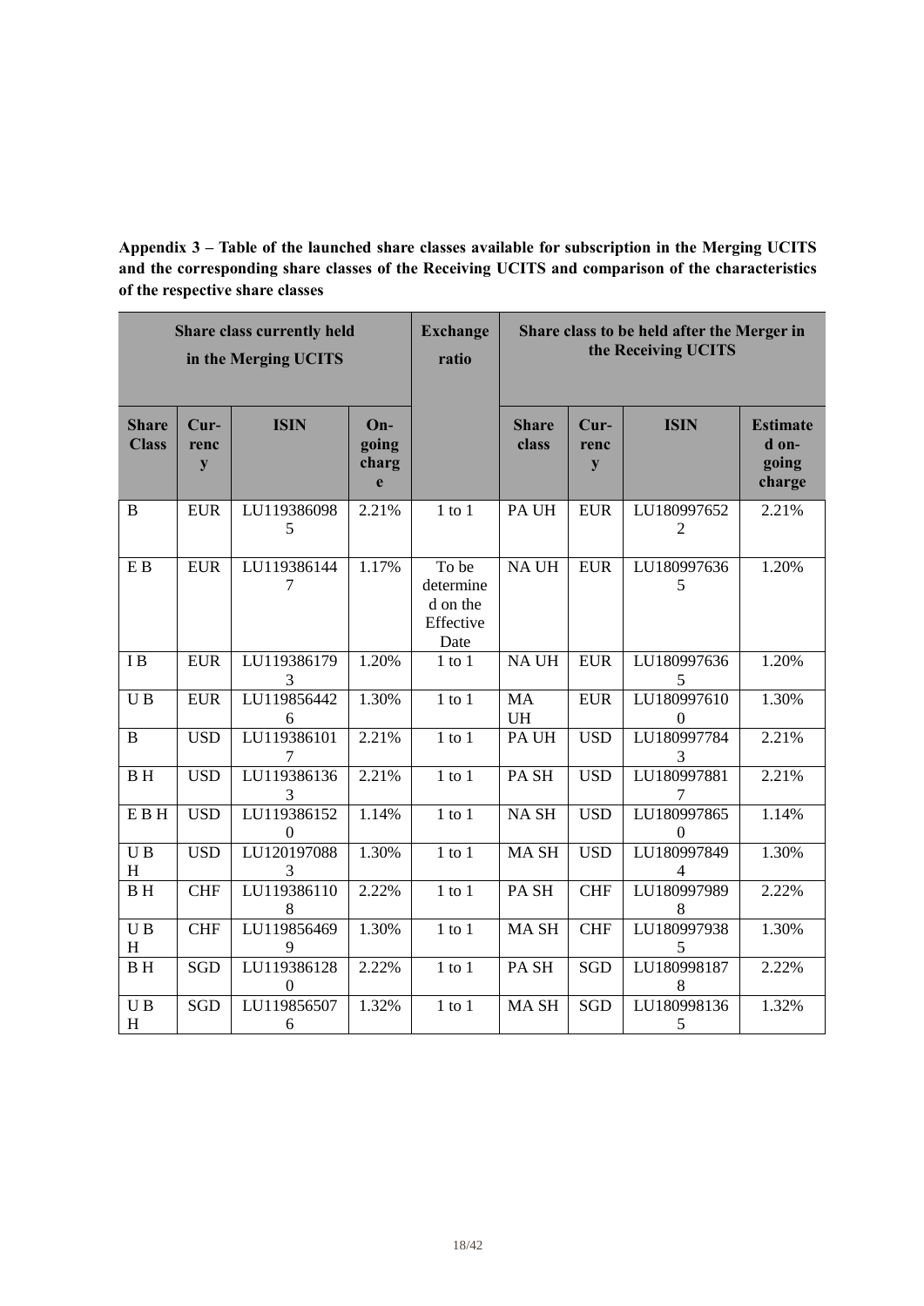**Appendix 3 – Table of the launched share classes available for subscription in the Merging UCITS and the corresponding share classes of the Receiving UCITS and comparison of the characteristics of the respective share classes**

| Share class currently held in the Merging UCITS | | | | Exchange ratio | Share class to be held after the Merger in the Receiving UCITS | | | |
|---|---|---|---|---|---|---|---|---|
| **Share Class** | **Currency** | **ISIN** | **On-going charge** | | **Share class** | **Currency** | **ISIN** | **Estimated on-going charge** |
| B | EUR | LU1193860985 | 2.21% | 1 to 1 | PA UH | EUR | LU1809976522 | 2.21% |
| E B | EUR | LU1193861447 | 1.17% | To be determined on the Effective Date | NA UH | EUR | LU1809976365 | 1.20% |
| I B | EUR | LU1193861793 | 1.20% | 1 to 1 | NA UH | EUR | LU1809976365 | 1.20% |
| U B | EUR | LU1198564426 | 1.30% | 1 to 1 | MA UH | EUR | LU1809976100 | 1.30% |
| B | USD | LU1193861017 | 2.21% | 1 to 1 | PA UH | USD | LU1809977843 | 2.21% |
| B H | USD | LU1193861363 | 2.21% | 1 to 1 | PA SH | USD | LU1809978817 | 2.21% |
| E B H | USD | LU1193861520 | 1.14% | 1 to 1 | NA SH | USD | LU1809978650 | 1.14% |
| U B H | USD | LU1201970883 | 1.30% | 1 to 1 | MA SH | USD | LU1809978494 | 1.30% |
| B H | CHF | LU1193861108 | 2.22% | 1 to 1 | PA SH | CHF | LU1809979898 | 2.22% |
| U B H | CHF | LU1198564699 | 1.30% | 1 to 1 | MA SH | CHF | LU1809979385 | 1.30% |
| B H | SGD | LU1193861280 | 2.22% | 1 to 1 | PA SH | SGD | LU1809981878 | 2.22% |
| U B H | SGD | LU1198565076 | 1.32% | 1 to 1 | MA SH | SGD | LU1809981365 | 1.32% |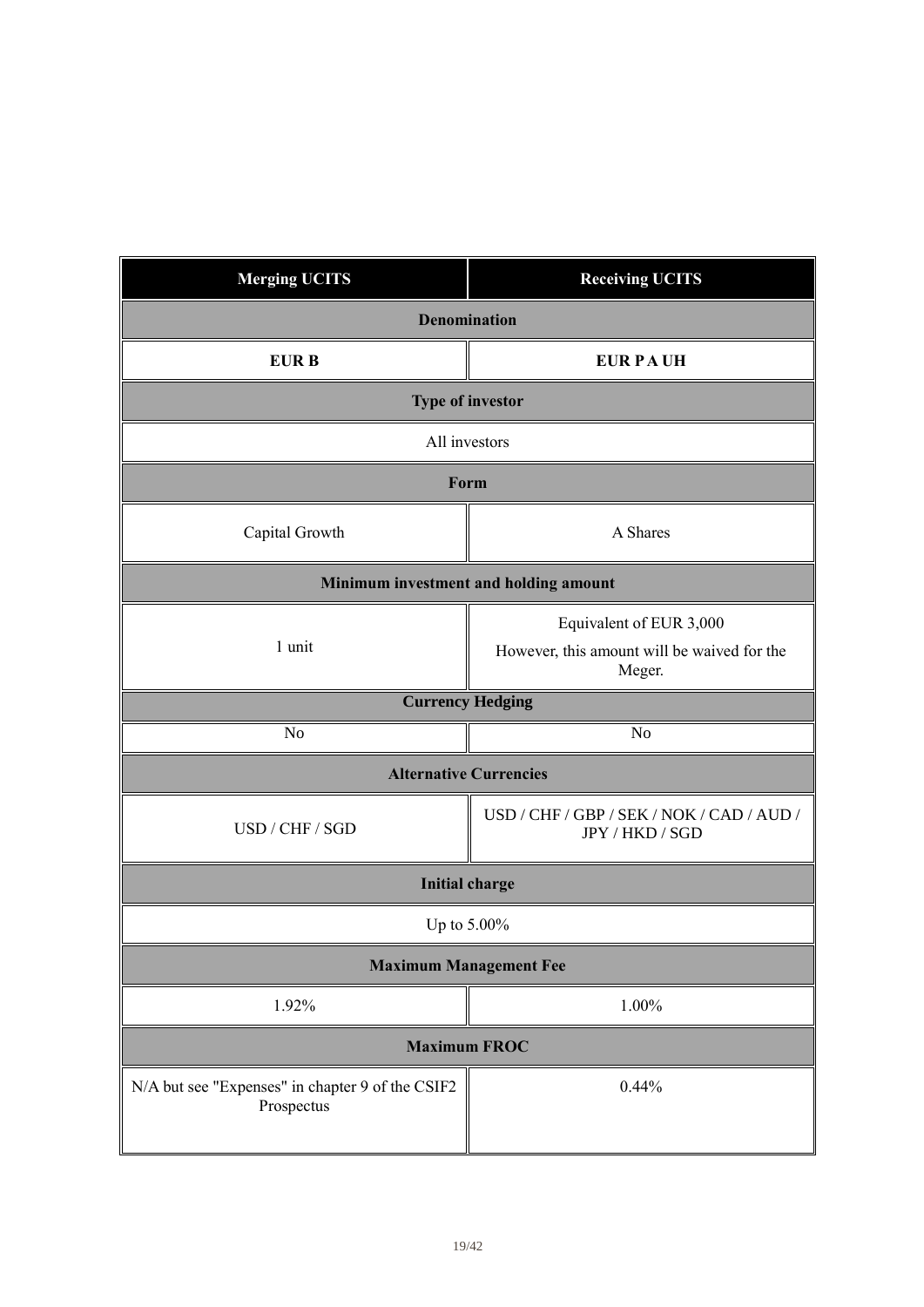| Merging UCITS | Receiving UCITS |
|---|---|
| **Denomination** | |
| **EUR B** | **EUR P A UH** |
| **Type of investor** | |
| All investors | |
| **Form** | |
| Capital Growth | A Shares |
| **Minimum investment and holding amount** | |
| 1 unit | Equivalent of EUR 3,000<br>However, this amount will be waived for the Meger. |
| **Currency Hedging** | |
| No | No |
| **Alternative Currencies** | |
| USD / CHF / SGD | USD / CHF / GBP / SEK / NOK / CAD / AUD / JPY / HKD / SGD |
| **Initial charge** | |
| Up to 5.00% | |
| **Maximum Management Fee** | |
| 1.92% | 1.00% |
| **Maximum FROC** | |
| N/A but see "Expenses" in chapter 9 of the CSIF2 Prospectus | 0.44% |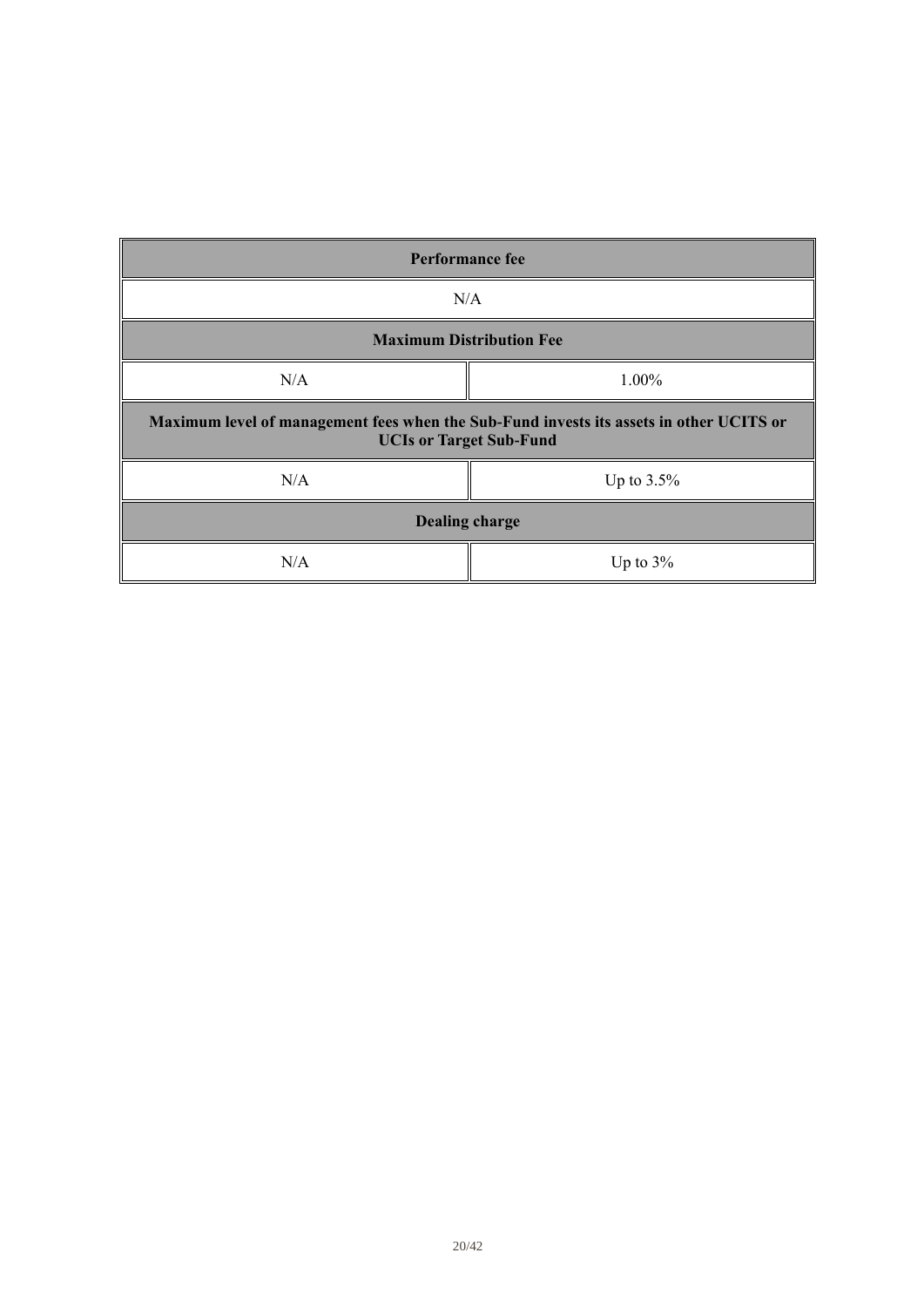| Performance fee | |
|---|---|
| N/A | |
| **Maximum Distribution Fee** | |
| N/A | 1.00% |
| **Maximum level of management fees when the Sub-Fund invests its assets in other UCITS or UCIs or Target Sub-Fund** | |
| N/A | Up to 3.5% |
| **Dealing charge** | |
| N/A | Up to 3% |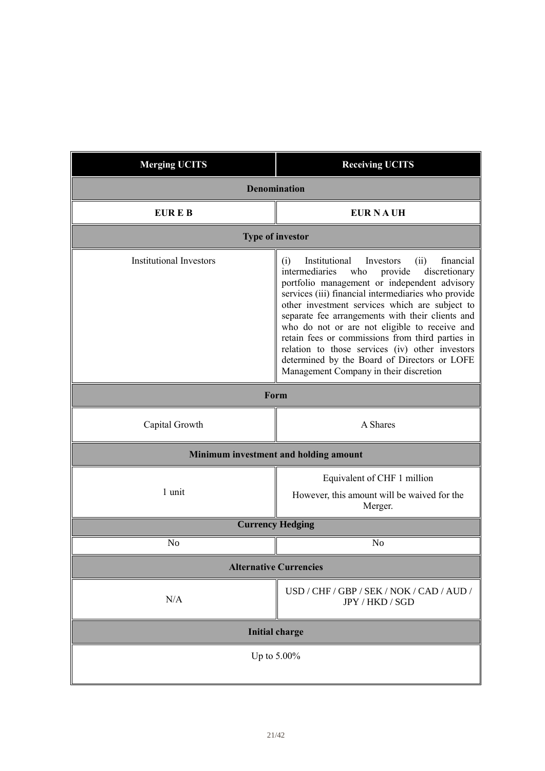| Merging UCITS | Receiving UCITS |
|---|---|
| **Denomination** | |
| **EUR E B** | **EUR N A UH** |
| **Type of investor** | |
| Institutional Investors | (i) Institutional Investors (ii) financial intermediaries who provide discretionary portfolio management or independent advisory services (iii) financial intermediaries who provide other investment services which are subject to separate fee arrangements with their clients and who do not or are not eligible to receive and retain fees or commissions from third parties in relation to those services (iv) other investors determined by the Board of Directors or LOFE Management Company in their discretion |
| **Form** | |
| Capital Growth | A Shares |
| **Minimum investment and holding amount** | |
| 1 unit | Equivalent of CHF 1 million<br><br>However, this amount will be waived for the Merger. |
| **Currency Hedging** | |
| No | No |
| **Alternative Currencies** | |
| N/A | USD / CHF / GBP / SEK / NOK / CAD / AUD / JPY / HKD / SGD |
| **Initial charge** | |
| Up to 5.00% | |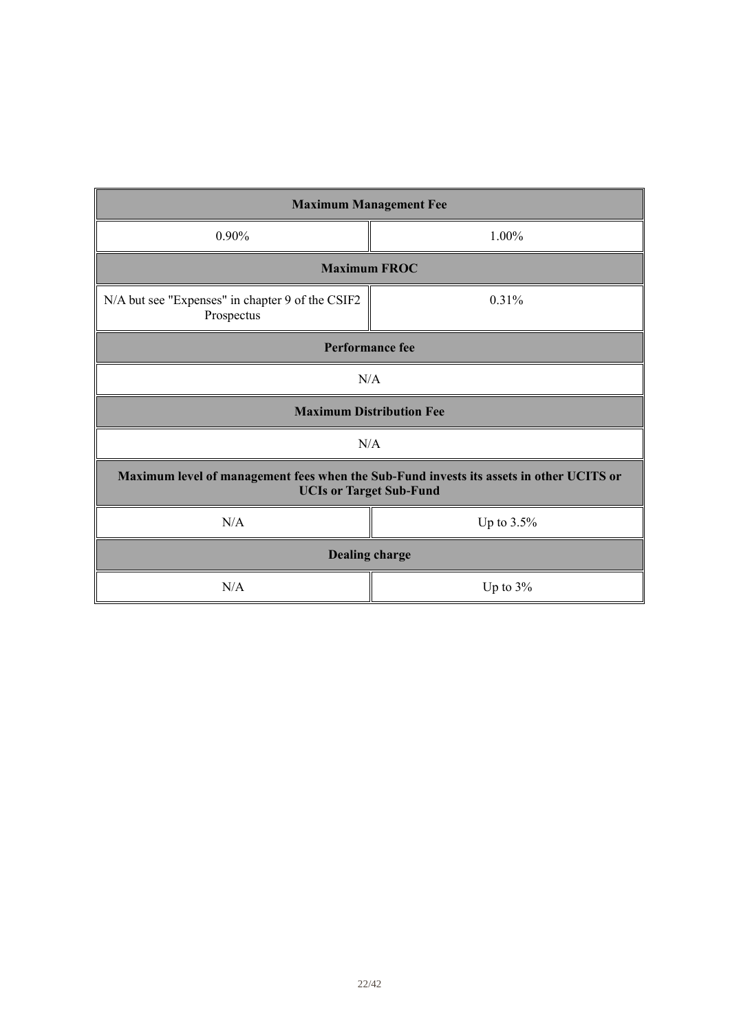| Maximum Management Fee | |
|---|---|
| 0.90% | 1.00% |
| **Maximum FROC** | |
| N/A but see "Expenses" in chapter 9 of the CSIF2 Prospectus | 0.31% |
| **Performance fee** | |
| N/A | |
| **Maximum Distribution Fee** | |
| N/A | |
| **Maximum level of management fees when the Sub-Fund invests its assets in other UCITS or UCIs or Target Sub-Fund** | |
| N/A | Up to 3.5% |
| **Dealing charge** | |
| N/A | Up to 3% |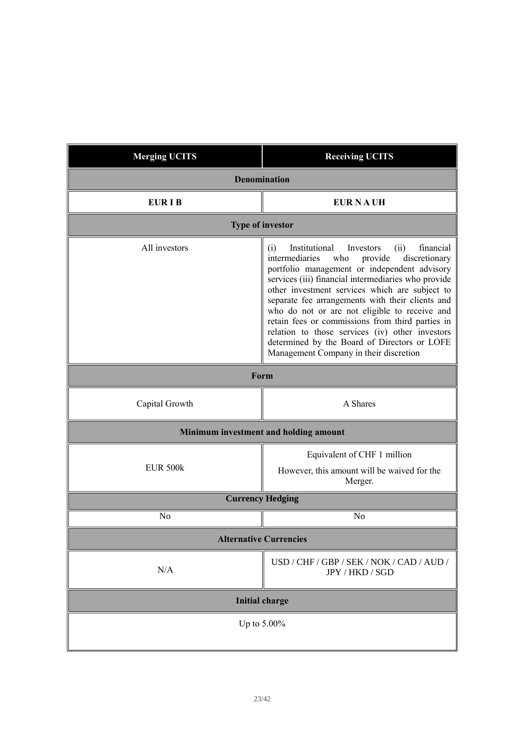| Merging UCITS | Receiving UCITS |
|---|---|
| **Denomination** | |
| **EUR I B** | **EUR N A UH** |
| **Type of investor** | |
| All investors | (i) Institutional Investors (ii) financial intermediaries who provide discretionary portfolio management or independent advisory services (iii) financial intermediaries who provide other investment services which are subject to separate fee arrangements with their clients and who do not or are not eligible to receive and retain fees or commissions from third parties in relation to those services (iv) other investors determined by the Board of Directors or LOFE Management Company in their discretion |
| **Form** | |
| Capital Growth | A Shares |
| **Minimum investment and holding amount** | |
| EUR 500k | Equivalent of CHF 1 million<br><br>However, this amount will be waived for the Merger. |
| **Currency Hedging** | |
| No | No |
| **Alternative Currencies** | |
| N/A | USD / CHF / GBP / SEK / NOK / CAD / AUD / JPY / HKD / SGD |
| **Initial charge** | |
| Up to 5.00% | |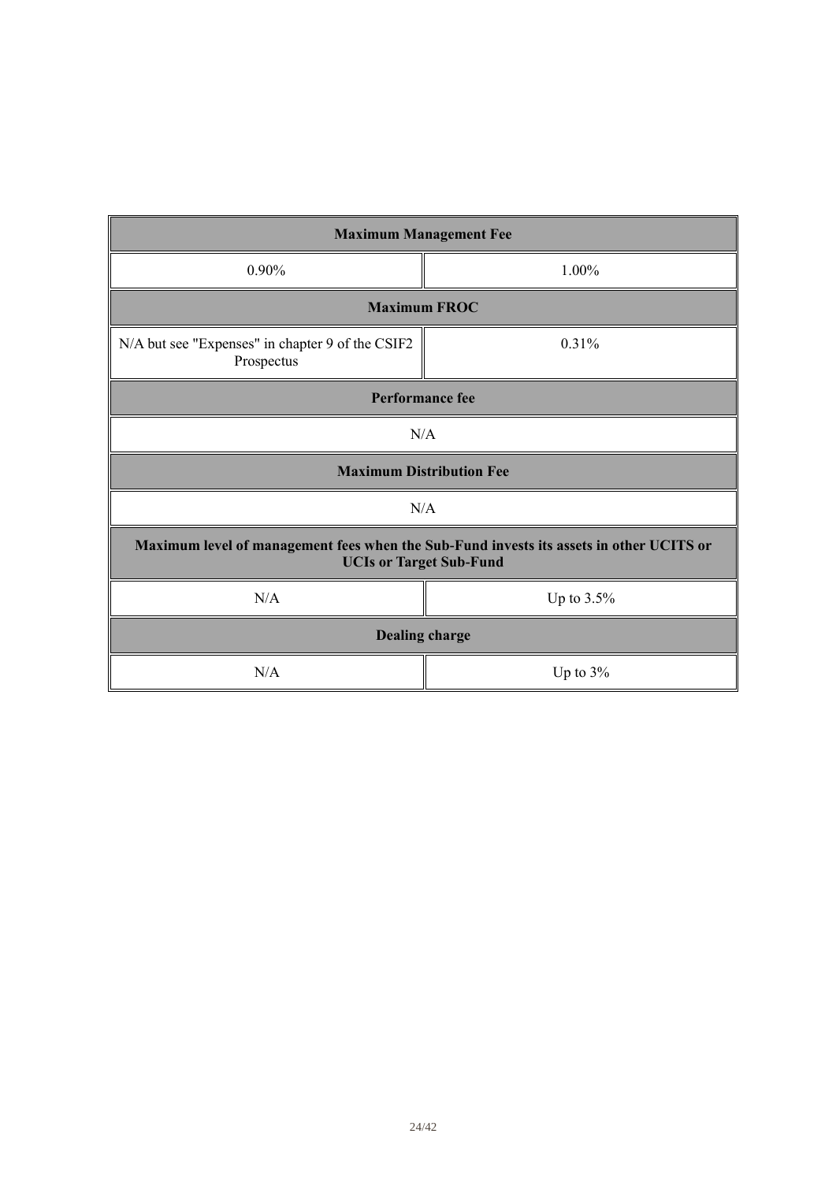| Maximum Management Fee | |
|---|---|
| 0.90% | 1.00% |
| **Maximum FROC** | |
| N/A but see "Expenses" in chapter 9 of the CSIF2 Prospectus | 0.31% |
| **Performance fee** | |
| N/A | |
| **Maximum Distribution Fee** | |
| N/A | |
| **Maximum level of management fees when the Sub-Fund invests its assets in other UCITS or UCIs or Target Sub-Fund** | |
| N/A | Up to 3.5% |
| **Dealing charge** | |
| N/A | Up to 3% |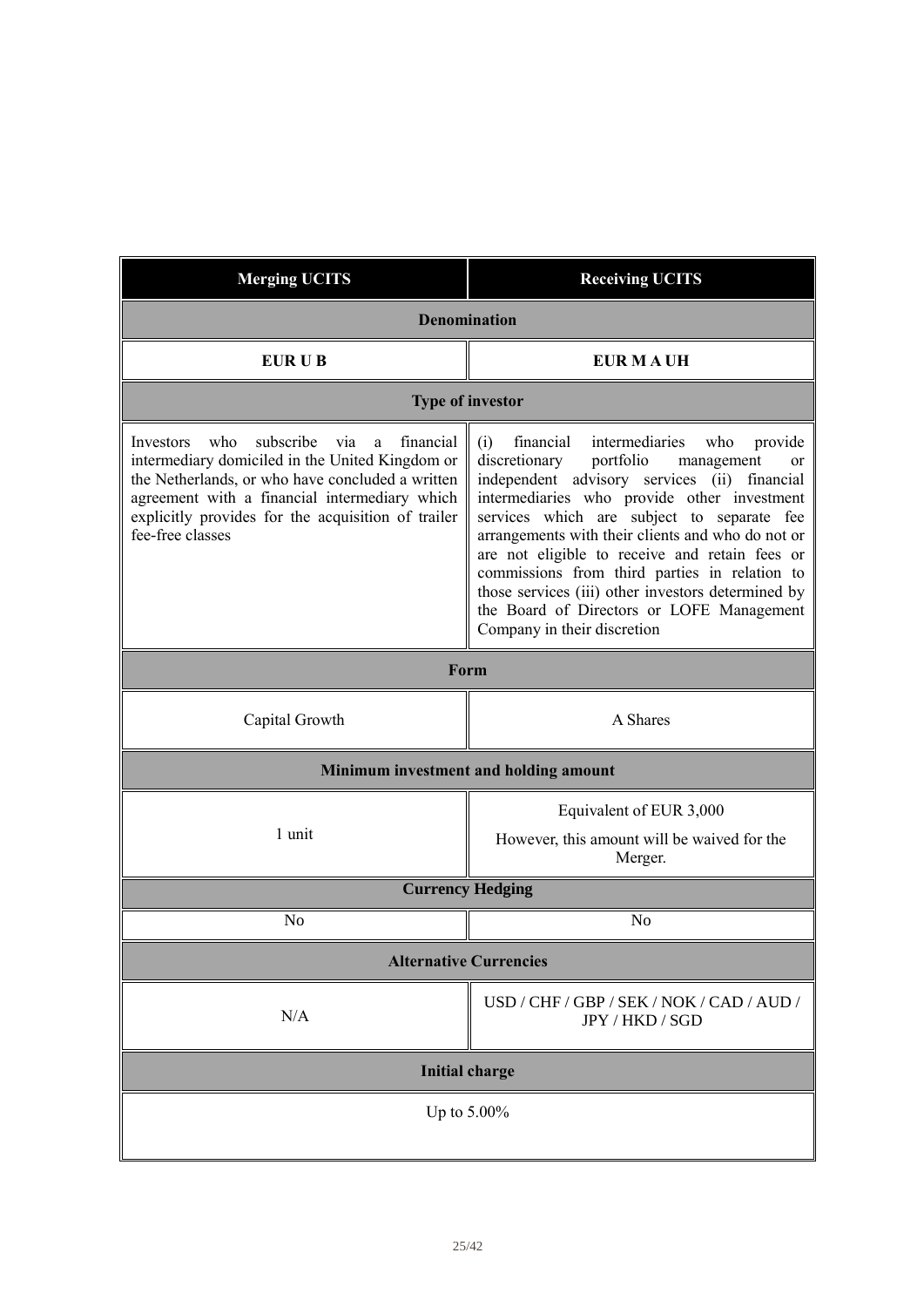| Merging UCITS | Receiving UCITS |
|---|---|
| **Denomination** | |
| **EUR U B** | **EUR M A UH** |
| **Type of investor** | |
| Investors who subscribe via a financial intermediary domiciled in the United Kingdom or the Netherlands, or who have concluded a written agreement with a financial intermediary which explicitly provides for the acquisition of trailer fee-free classes | (i) financial intermediaries who provide discretionary portfolio management or independent advisory services (ii) financial intermediaries who provide other investment services which are subject to separate fee arrangements with their clients and who do not or are not eligible to receive and retain fees or commissions from third parties in relation to those services (iii) other investors determined by the Board of Directors or LOFE Management Company in their discretion |
| **Form** | |
| Capital Growth | A Shares |
| **Minimum investment and holding amount** | |
| 1 unit | Equivalent of EUR 3,000<br>However, this amount will be waived for the Merger. |
| **Currency Hedging** | |
| No | No |
| **Alternative Currencies** | |
| N/A | USD / CHF / GBP / SEK / NOK / CAD / AUD / JPY / HKD / SGD |
| **Initial charge** | |
| Up to 5.00% | |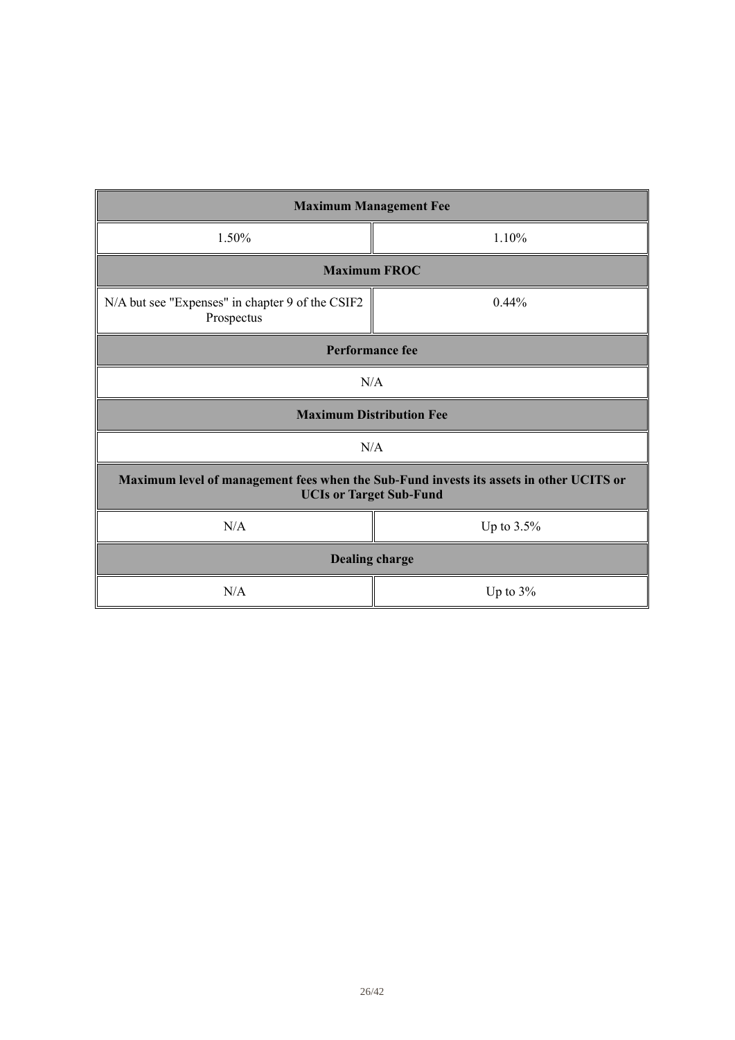| Maximum Management Fee | |
|---|---|
| 1.50% | 1.10% |
| **Maximum FROC** | |
| N/A but see "Expenses" in chapter 9 of the CSIF2 Prospectus | 0.44% |
| **Performance fee** | |
| N/A | |
| **Maximum Distribution Fee** | |
| N/A | |
| **Maximum level of management fees when the Sub-Fund invests its assets in other UCITS or UCIs or Target Sub-Fund** | |
| N/A | Up to 3.5% |
| **Dealing charge** | |
| N/A | Up to 3% |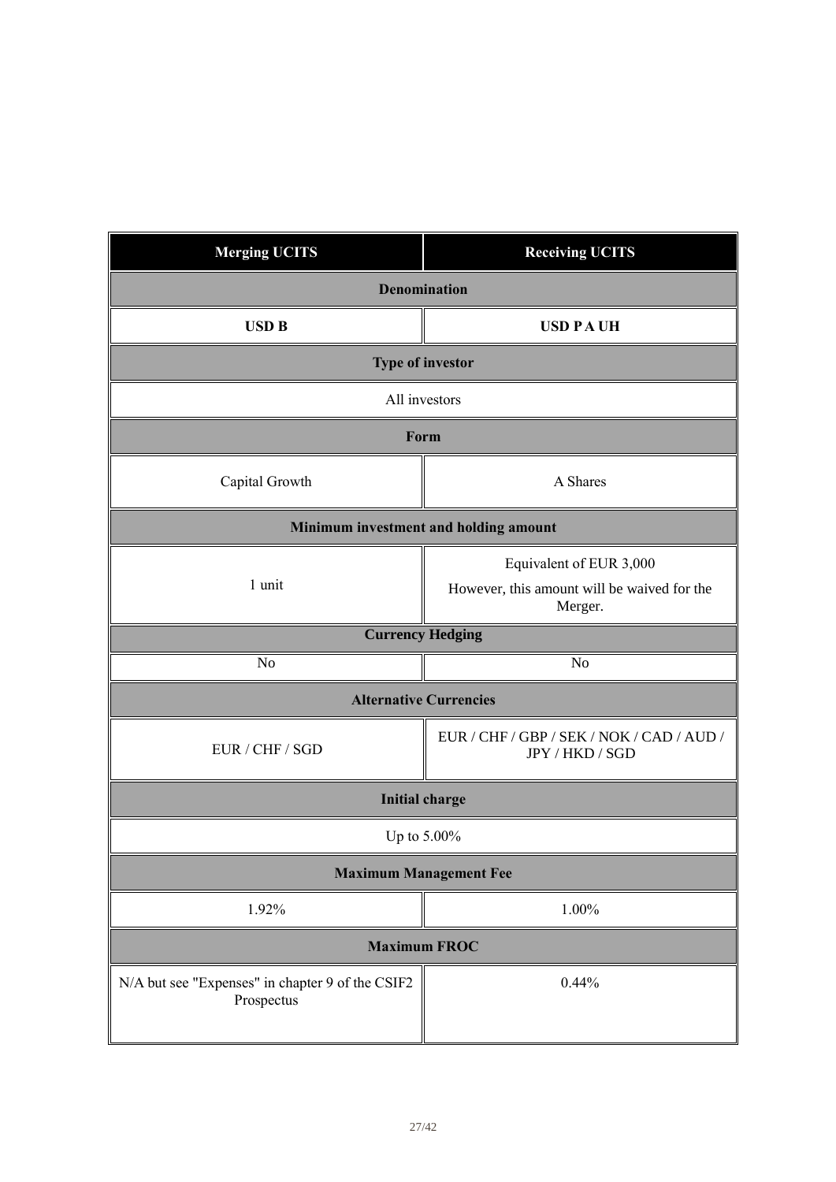| Merging UCITS | Receiving UCITS |
|---|---|
| **Denomination** | |
| **USD B** | **USD P A UH** |
| **Type of investor** | |
| All investors | |
| **Form** | |
| Capital Growth | A Shares |
| **Minimum investment and holding amount** | |
| 1 unit | Equivalent of EUR 3,000<br>However, this amount will be waived for the Merger. |
| **Currency Hedging** | |
| No | No |
| **Alternative Currencies** | |
| EUR / CHF / SGD | EUR / CHF / GBP / SEK / NOK / CAD / AUD / JPY / HKD / SGD |
| **Initial charge** | |
| Up to 5.00% | |
| **Maximum Management Fee** | |
| 1.92% | 1.00% |
| **Maximum FROC** | |
| N/A but see "Expenses" in chapter 9 of the CSIF2 Prospectus | 0.44% |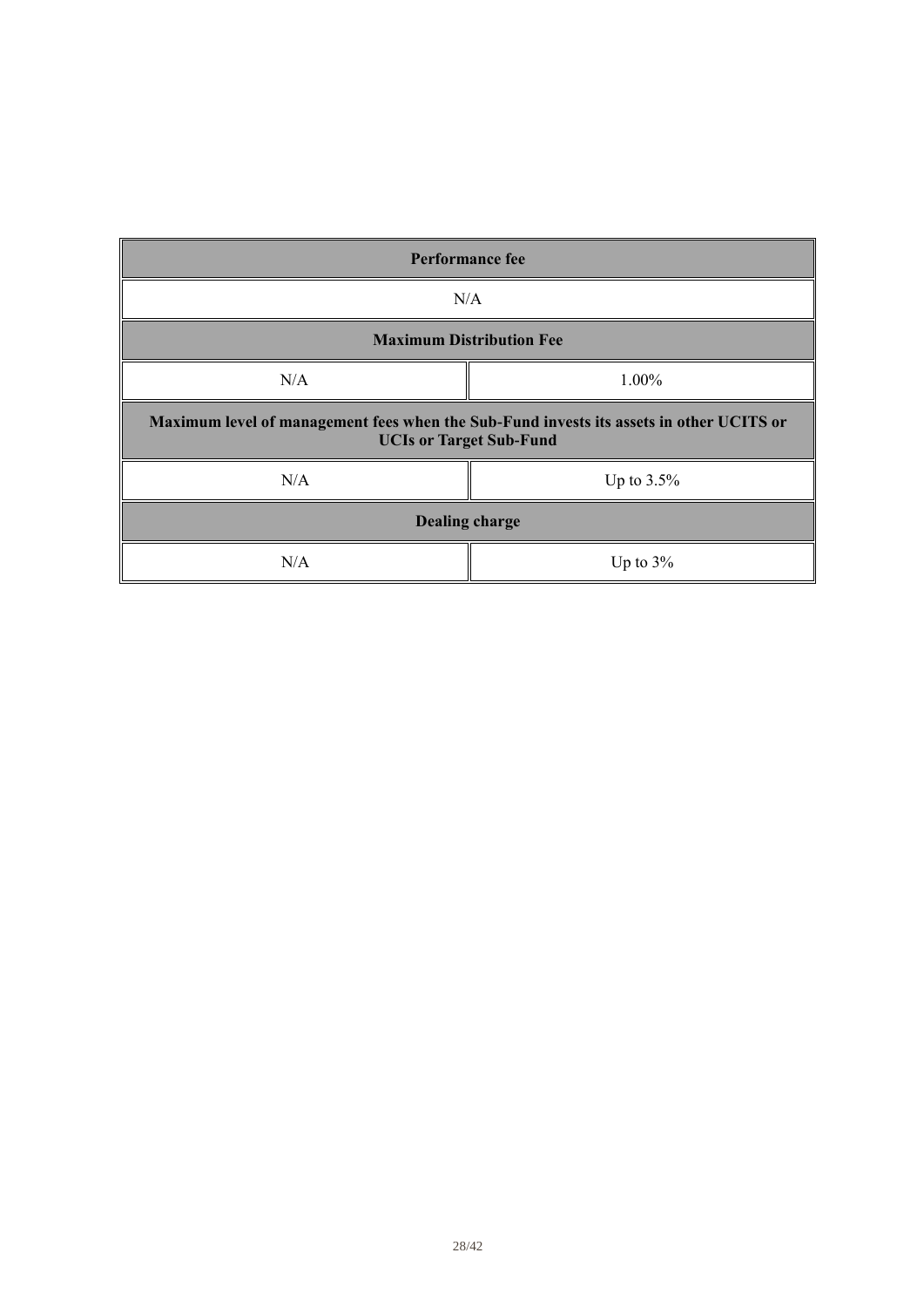| Performance fee | |
|---|---|
| N/A | |
| **Maximum Distribution Fee** | |
| N/A | 1.00% |
| **Maximum level of management fees when the Sub-Fund invests its assets in other UCITS or UCIs or Target Sub-Fund** | |
| N/A | Up to 3.5% |
| **Dealing charge** | |
| N/A | Up to 3% |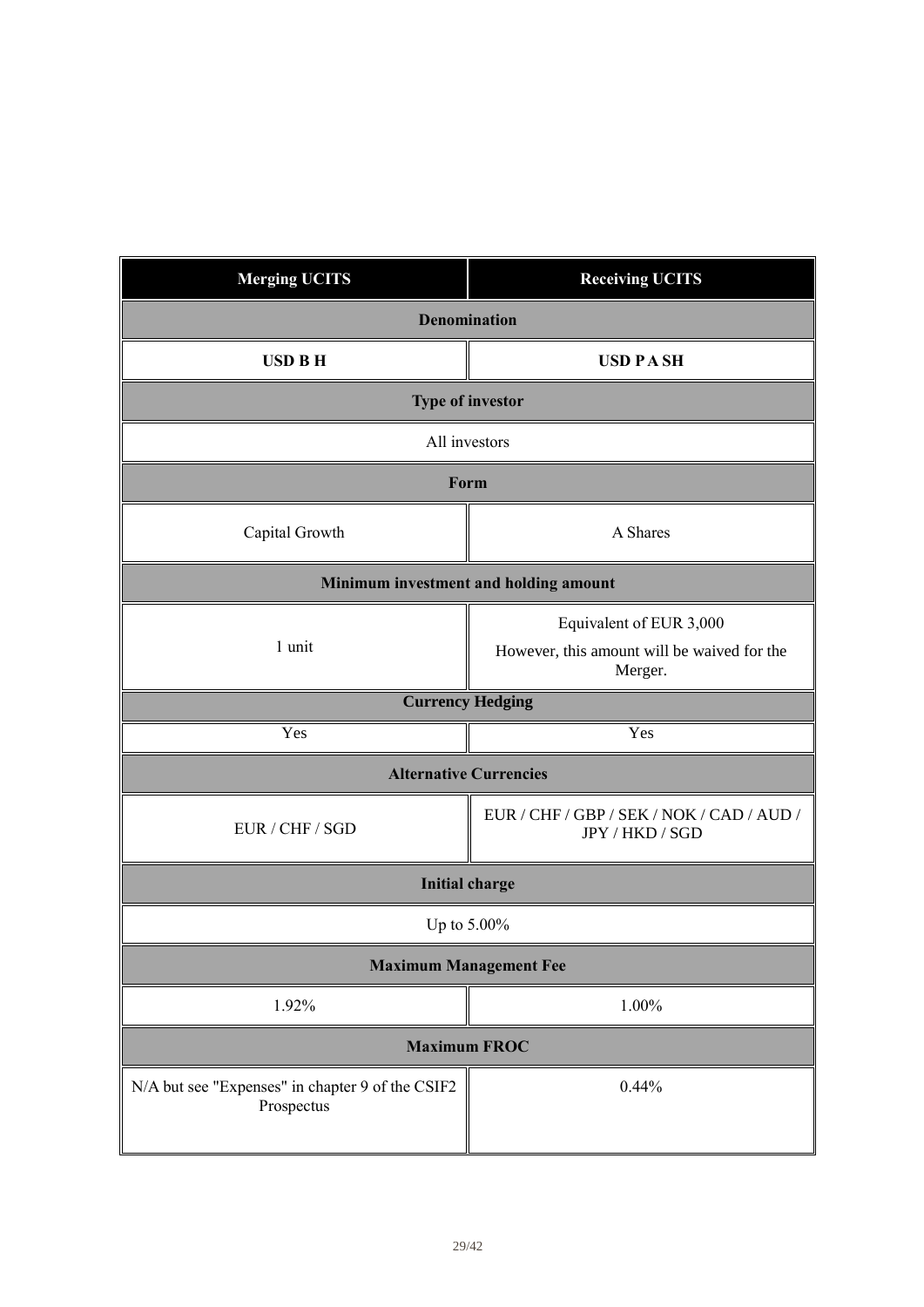| Merging UCITS | Receiving UCITS |
|---|---|
| **Denomination** | |
| **USD B H** | **USD P A SH** |
| **Type of investor** | |
| All investors | |
| **Form** | |
| Capital Growth | A Shares |
| **Minimum investment and holding amount** | |
| 1 unit | Equivalent of EUR 3,000<br>However, this amount will be waived for the Merger. |
| **Currency Hedging** | |
| Yes | Yes |
| **Alternative Currencies** | |
| EUR / CHF / SGD | EUR / CHF / GBP / SEK / NOK / CAD / AUD / JPY / HKD / SGD |
| **Initial charge** | |
| Up to 5.00% | |
| **Maximum Management Fee** | |
| 1.92% | 1.00% |
| **Maximum FROC** | |
| N/A but see "Expenses" in chapter 9 of the CSIF2 Prospectus | 0.44% |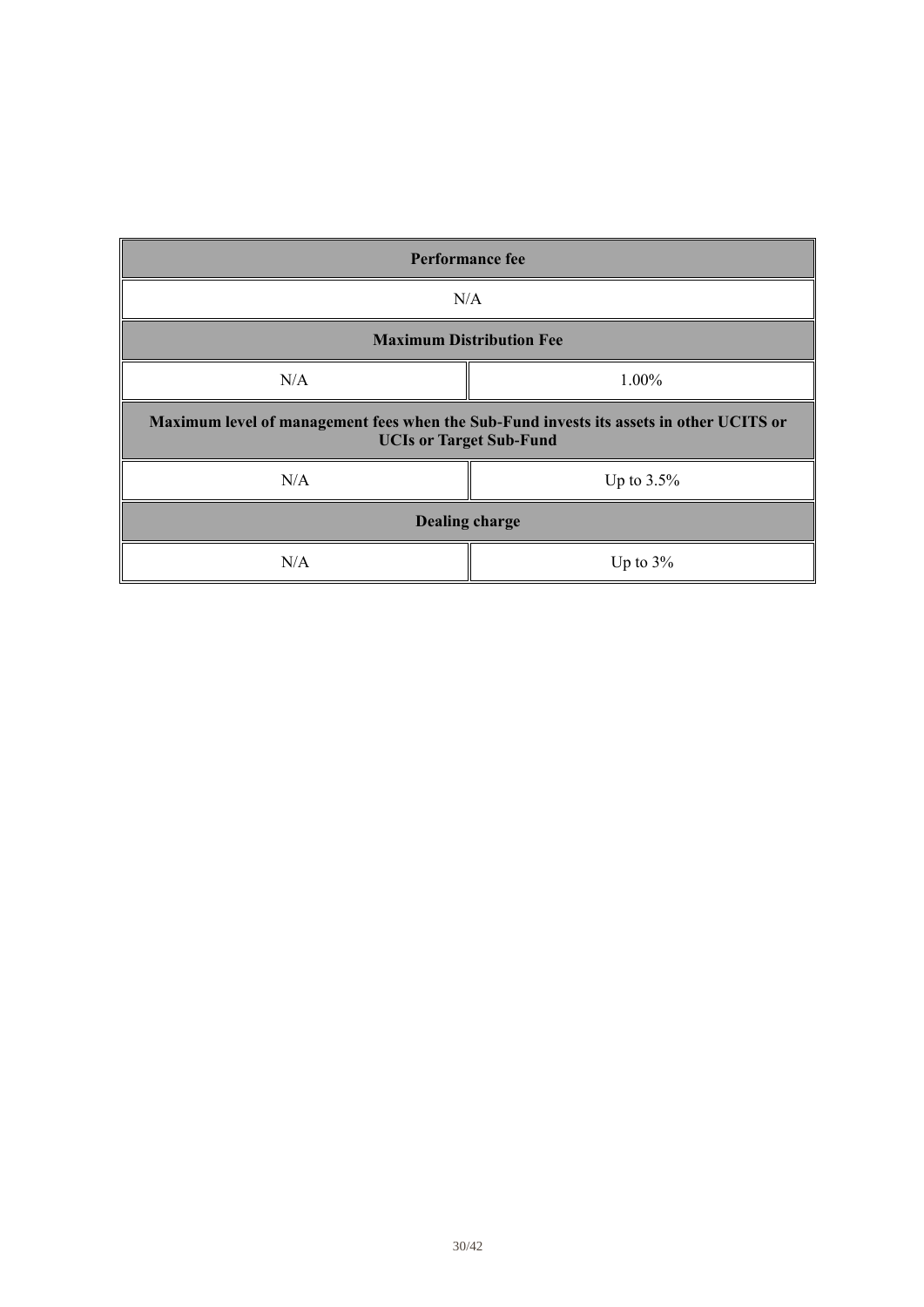| Performance fee | |
|---|---|
| N/A | |
| **Maximum Distribution Fee** | |
| N/A | 1.00% |
| **Maximum level of management fees when the Sub-Fund invests its assets in other UCITS or UCIs or Target Sub-Fund** | |
| N/A | Up to 3.5% |
| **Dealing charge** | |
| N/A | Up to 3% |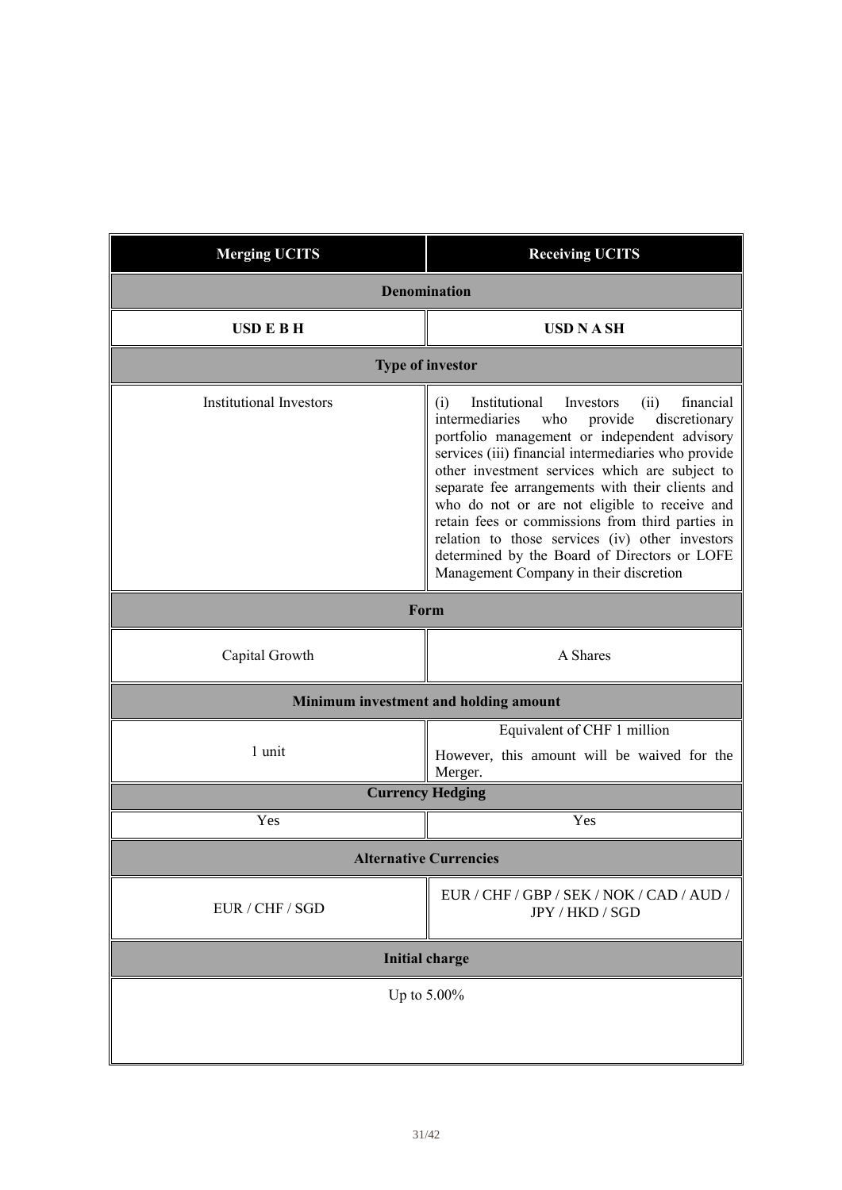| Merging UCITS | Receiving UCITS |
| --- | --- |
| **Denomination** | |
| **USD E B H** | **USD N A SH** |
| **Type of investor** | |
| Institutional Investors | (i) Institutional Investors (ii) financial intermediaries who provide discretionary portfolio management or independent advisory services (iii) financial intermediaries who provide other investment services which are subject to separate fee arrangements with their clients and who do not or are not eligible to receive and retain fees or commissions from third parties in relation to those services (iv) other investors determined by the Board of Directors or LOFE Management Company in their discretion |
| **Form** | |
| Capital Growth | A Shares |
| **Minimum investment and holding amount** | |
| 1 unit | Equivalent of CHF 1 million<br>However, this amount will be waived for the Merger. |
| **Currency Hedging** | |
| Yes | Yes |
| **Alternative Currencies** | |
| EUR / CHF / SGD | EUR / CHF / GBP / SEK / NOK / CAD / AUD / JPY / HKD / SGD |
| **Initial charge** | |
| Up to 5.00% | |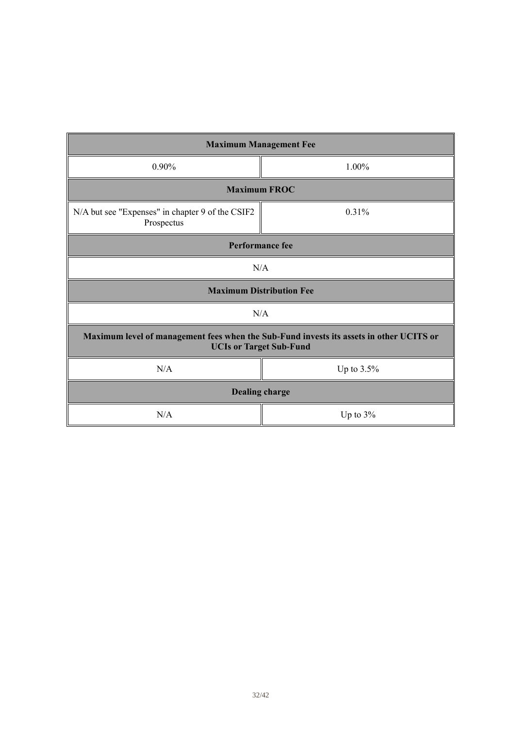| Maximum Management Fee | |
|---|---|
| 0.90% | 1.00% |
| **Maximum FROC** | |
| N/A but see "Expenses" in chapter 9 of the CSIF2 Prospectus | 0.31% |
| **Performance fee** | |
| N/A | |
| **Maximum Distribution Fee** | |
| N/A | |
| **Maximum level of management fees when the Sub-Fund invests its assets in other UCITS or UCIs or Target Sub-Fund** | |
| N/A | Up to 3.5% |
| **Dealing charge** | |
| N/A | Up to 3% |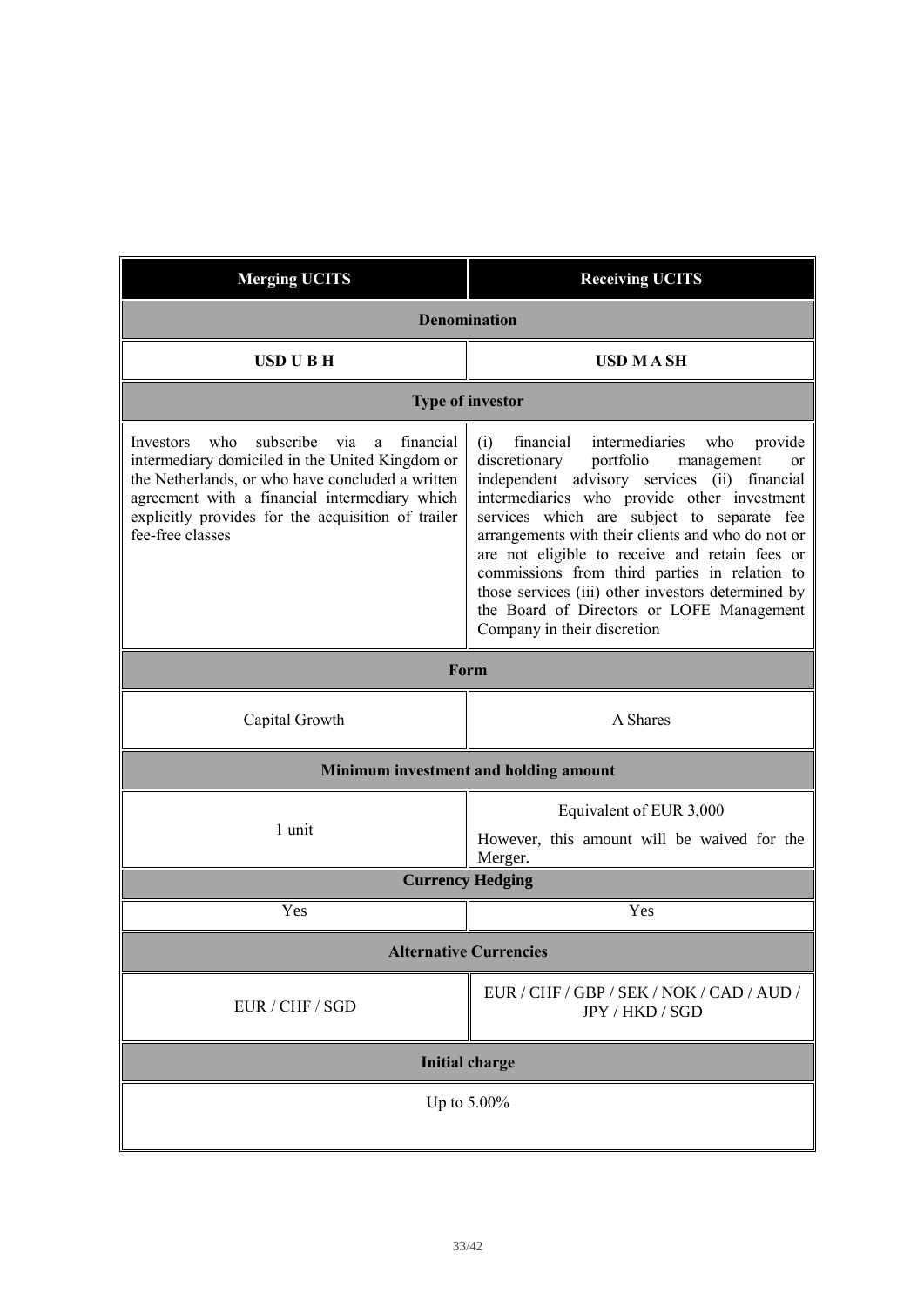| Merging UCITS | Receiving UCITS |
|---|---|
| **Denomination** | |
| **USD U B H** | **USD M A SH** |
| **Type of investor** | |
| Investors who subscribe via a financial intermediary domiciled in the United Kingdom or the Netherlands, or who have concluded a written agreement with a financial intermediary which explicitly provides for the acquisition of trailer fee-free classes | (i) financial intermediaries who provide discretionary portfolio management or independent advisory services (ii) financial intermediaries who provide other investment services which are subject to separate fee arrangements with their clients and who do not or are not eligible to receive and retain fees or commissions from third parties in relation to those services (iii) other investors determined by the Board of Directors or LOFE Management Company in their discretion |
| **Form** | |
| Capital Growth | A Shares |
| **Minimum investment and holding amount** | |
| 1 unit | Equivalent of EUR 3,000<br>However, this amount will be waived for the Merger. |
| **Currency Hedging** | |
| Yes | Yes |
| **Alternative Currencies** | |
| EUR / CHF / SGD | EUR / CHF / GBP / SEK / NOK / CAD / AUD / JPY / HKD / SGD |
| **Initial charge** | |
| Up to 5.00% | |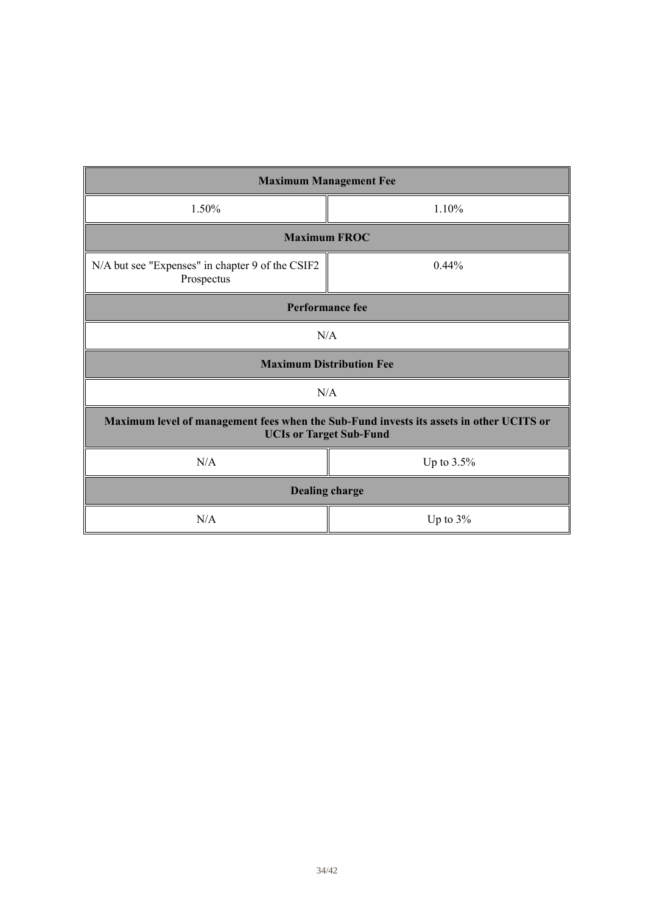| Maximum Management Fee | |
|---|---|
| 1.50% | 1.10% |
| **Maximum FROC** | |
| N/A but see "Expenses" in chapter 9 of the CSIF2 Prospectus | 0.44% |
| **Performance fee** | |
| N/A | |
| **Maximum Distribution Fee** | |
| N/A | |
| **Maximum level of management fees when the Sub-Fund invests its assets in other UCITS or UCIs or Target Sub-Fund** | |
| N/A | Up to 3.5% |
| **Dealing charge** | |
| N/A | Up to 3% |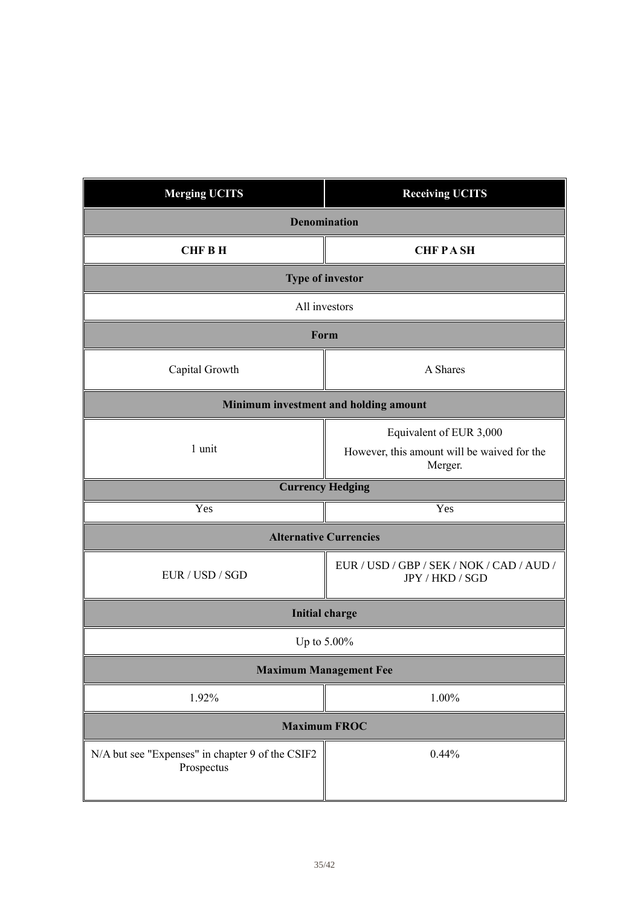| Merging UCITS | Receiving UCITS |
| --- | --- |
| **Denomination** | |
| **CHF B H** | **CHF P A SH** |
| **Type of investor** | |
| All investors | |
| **Form** | |
| Capital Growth | A Shares |
| **Minimum investment and holding amount** | |
| 1 unit | Equivalent of EUR 3,000<br>However, this amount will be waived for the Merger. |
| **Currency Hedging** | |
| Yes | Yes |
| **Alternative Currencies** | |
| EUR / USD / SGD | EUR / USD / GBP / SEK / NOK / CAD / AUD / JPY / HKD / SGD |
| **Initial charge** | |
| Up to 5.00% | |
| **Maximum Management Fee** | |
| 1.92% | 1.00% |
| **Maximum FROC** | |
| N/A but see "Expenses" in chapter 9 of the CSIF2 Prospectus | 0.44% |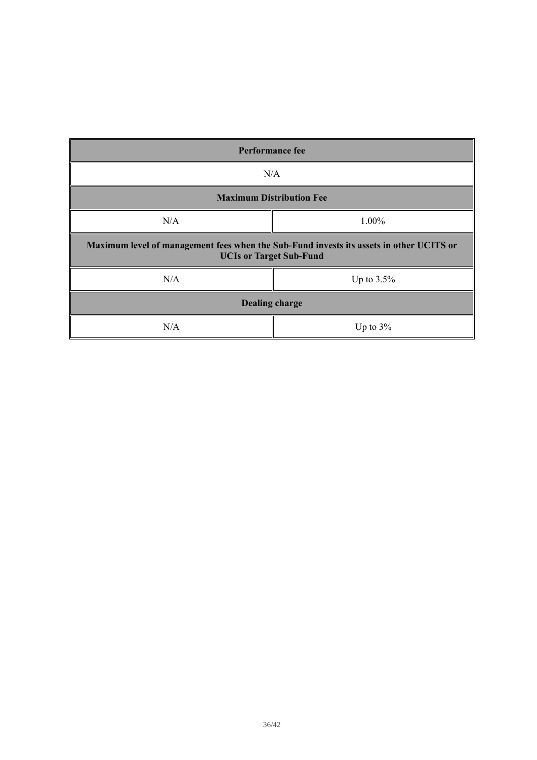| Performance fee | |
|---|---|
| N/A | |
| **Maximum Distribution Fee** | |
| N/A | 1.00% |
| **Maximum level of management fees when the Sub-Fund invests its assets in other UCITS or UCIs or Target Sub-Fund** | |
| N/A | Up to 3.5% |
| **Dealing charge** | |
| N/A | Up to 3% |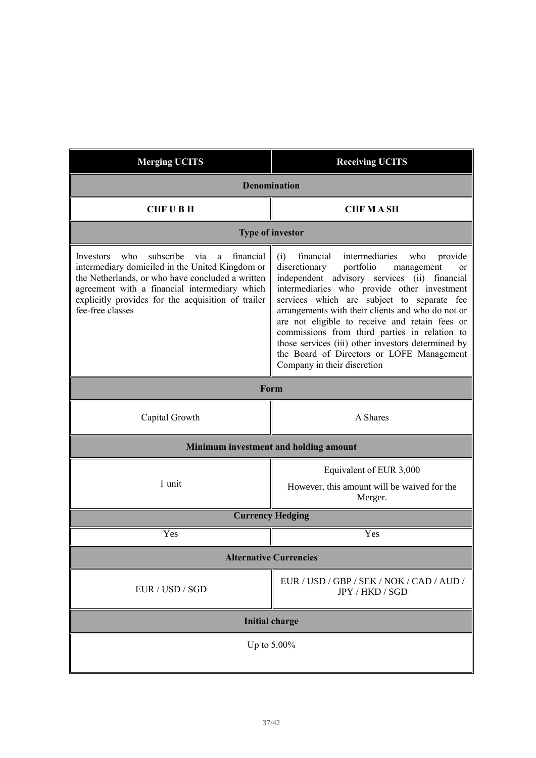| Merging UCITS | Receiving UCITS |
|---|---|
| **Denomination** | |
| **CHF U B H** | **CHF M A SH** |
| **Type of investor** | |
| Investors who subscribe via a financial intermediary domiciled in the United Kingdom or the Netherlands, or who have concluded a written agreement with a financial intermediary which explicitly provides for the acquisition of trailer fee-free classes | (i) financial intermediaries who provide discretionary portfolio management or independent advisory services (ii) financial intermediaries who provide other investment services which are subject to separate fee arrangements with their clients and who do not or are not eligible to receive and retain fees or commissions from third parties in relation to those services (iii) other investors determined by the Board of Directors or LOFE Management Company in their discretion |
| **Form** | |
| Capital Growth | A Shares |
| **Minimum investment and holding amount** | |
| 1 unit | Equivalent of EUR 3,000<br>However, this amount will be waived for the Merger. |
| **Currency Hedging** | |
| Yes | Yes |
| **Alternative Currencies** | |
| EUR / USD / SGD | EUR / USD / GBP / SEK / NOK / CAD / AUD / JPY / HKD / SGD |
| **Initial charge** | |
| Up to 5.00% | |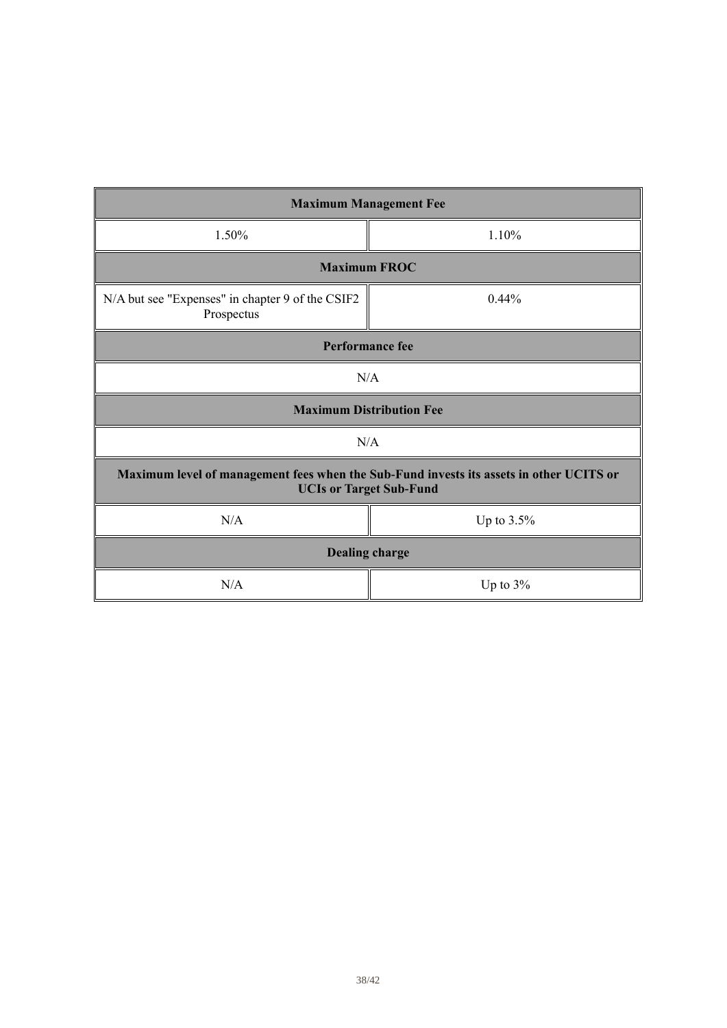| Maximum Management Fee | |
|---|---|
| 1.50% | 1.10% |
| **Maximum FROC** | |
| N/A but see "Expenses" in chapter 9 of the CSIF2 Prospectus | 0.44% |
| **Performance fee** | |
| N/A | |
| **Maximum Distribution Fee** | |
| N/A | |
| **Maximum level of management fees when the Sub-Fund invests its assets in other UCITS or UCIs or Target Sub-Fund** | |
| N/A | Up to 3.5% |
| **Dealing charge** | |
| N/A | Up to 3% |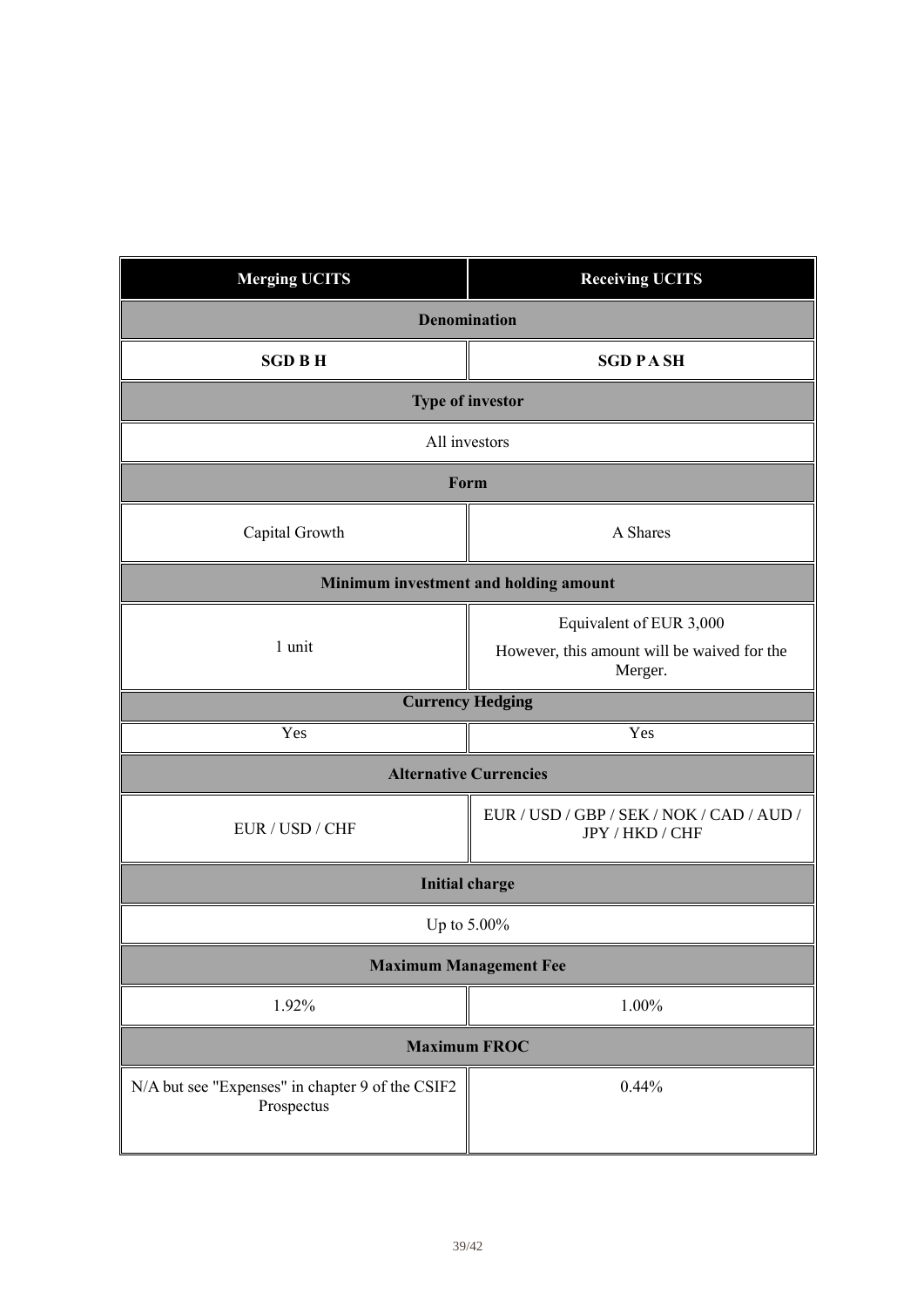| Merging UCITS | Receiving UCITS |
| --- | --- |
| **Denomination** | |
| **SGD B H** | **SGD P A SH** |
| **Type of investor** | |
| All investors | |
| **Form** | |
| Capital Growth | A Shares |
| **Minimum investment and holding amount** | |
| 1 unit | Equivalent of EUR 3,000<br>However, this amount will be waived for the Merger. |
| **Currency Hedging** | |
| Yes | Yes |
| **Alternative Currencies** | |
| EUR / USD / CHF | EUR / USD / GBP / SEK / NOK / CAD / AUD / JPY / HKD / CHF |
| **Initial charge** | |
| Up to 5.00% | |
| **Maximum Management Fee** | |
| 1.92% | 1.00% |
| **Maximum FROC** | |
| N/A but see "Expenses" in chapter 9 of the CSIF2 Prospectus | 0.44% |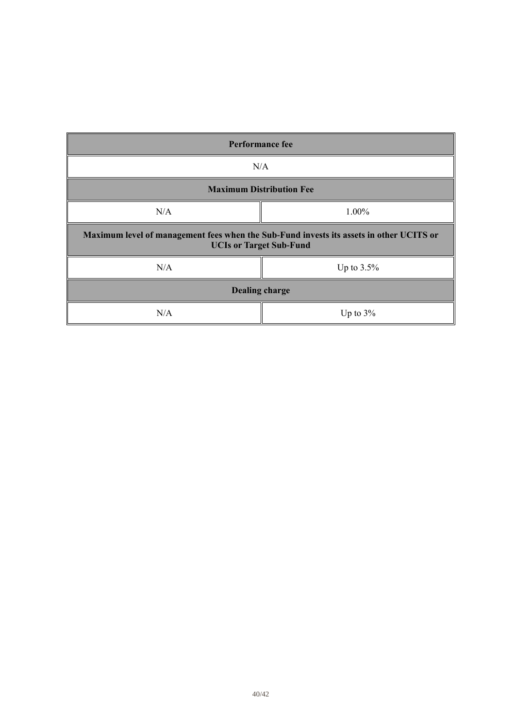| Performance fee | |
|---|---|
| N/A | |
| **Maximum Distribution Fee** | |
| N/A | 1.00% |
| **Maximum level of management fees when the Sub-Fund invests its assets in other UCITS or UCIs or Target Sub-Fund** | |
| N/A | Up to 3.5% |
| **Dealing charge** | |
| N/A | Up to 3% |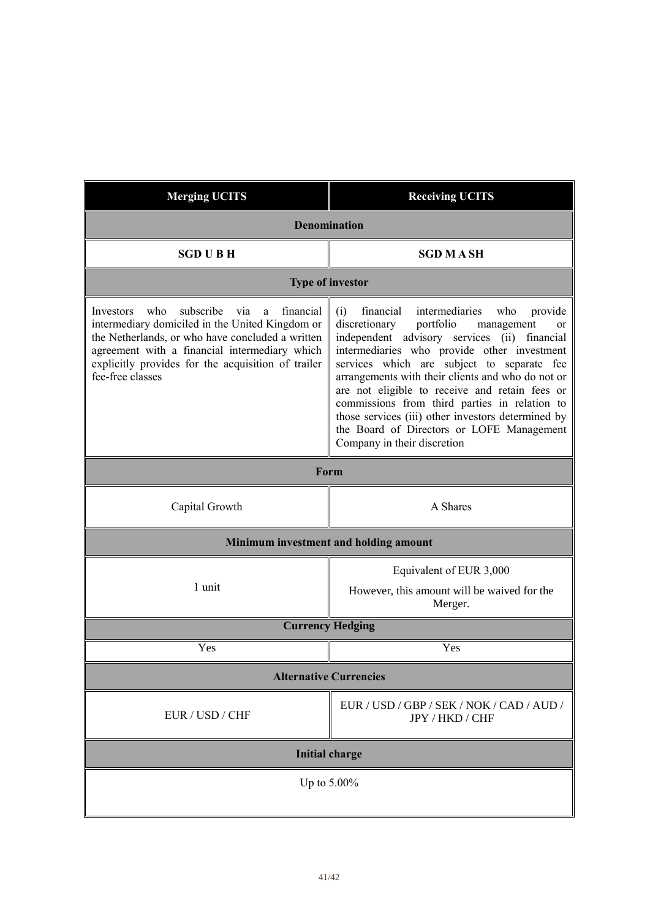| Merging UCITS | Receiving UCITS |
|---|---|
| **Denomination** | |
| **SGD U B H** | **SGD M A SH** |
| **Type of investor** | |
| Investors who subscribe via a financial intermediary domiciled in the United Kingdom or the Netherlands, or who have concluded a written agreement with a financial intermediary which explicitly provides for the acquisition of trailer fee-free classes | (i) financial intermediaries who provide discretionary portfolio management or independent advisory services (ii) financial intermediaries who provide other investment services which are subject to separate fee arrangements with their clients and who do not or are not eligible to receive and retain fees or commissions from third parties in relation to those services (iii) other investors determined by the Board of Directors or LOFE Management Company in their discretion |
| **Form** | |
| Capital Growth | A Shares |
| **Minimum investment and holding amount** | |
| 1 unit | Equivalent of EUR 3,000<br><br>However, this amount will be waived for the Merger. |
| **Currency Hedging** | |
| Yes | Yes |
| **Alternative Currencies** | |
| EUR / USD / CHF | EUR / USD / GBP / SEK / NOK / CAD / AUD / JPY / HKD / CHF |
| **Initial charge** | |
| Up to 5.00% | |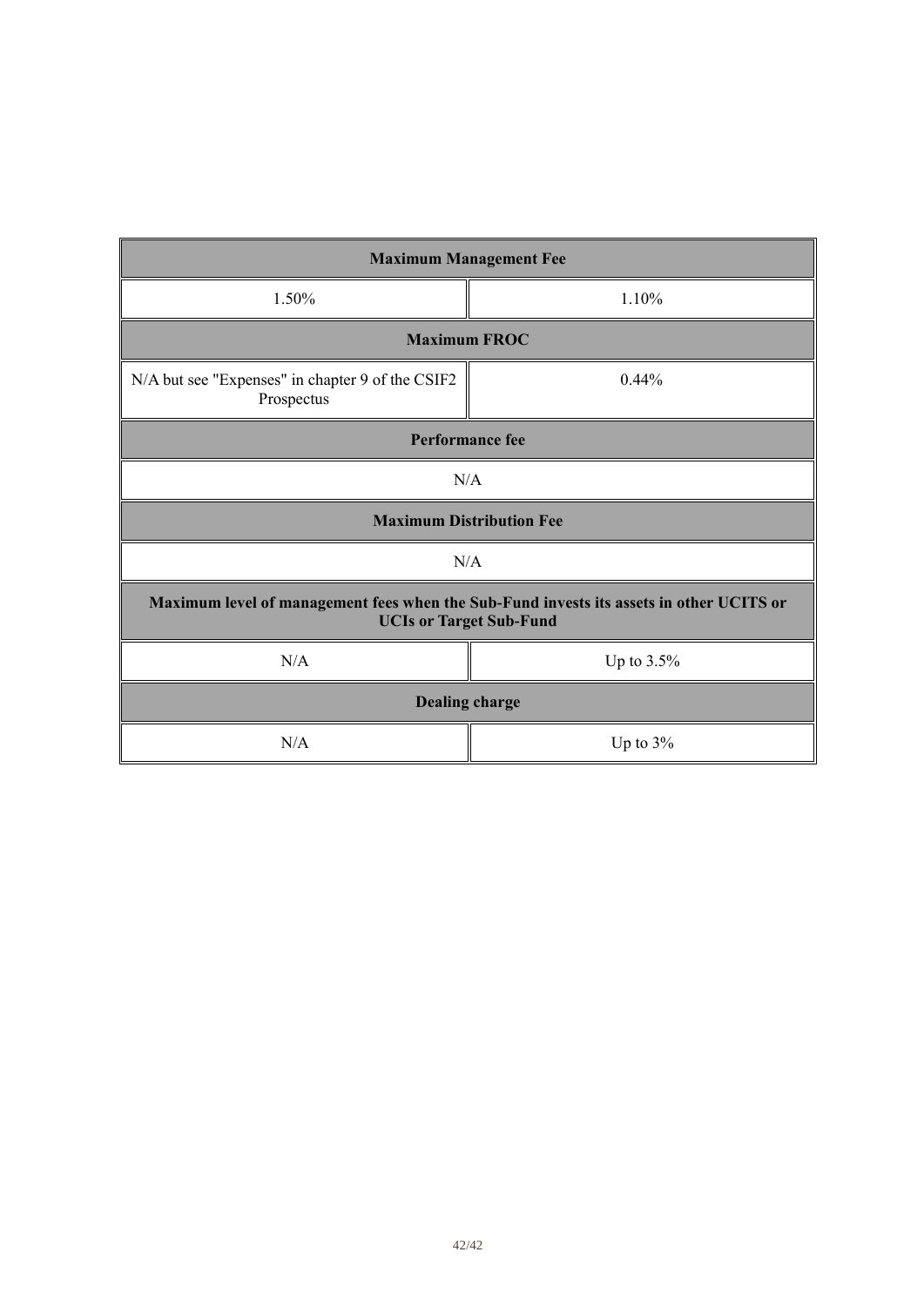| | |
|---|---|
| **Maximum Management Fee** | |
| 1.50% | 1.10% |
| **Maximum FROC** | |
| N/A but see "Expenses" in chapter 9 of the CSIF2 Prospectus | 0.44% |
| **Performance fee** | |
| N/A | |
| **Maximum Distribution Fee** | |
| N/A | |
| **Maximum level of management fees when the Sub-Fund invests its assets in other UCITS or UCIs or Target Sub-Fund** | |
| N/A | Up to 3.5% |
| **Dealing charge** | |
| N/A | Up to 3% |